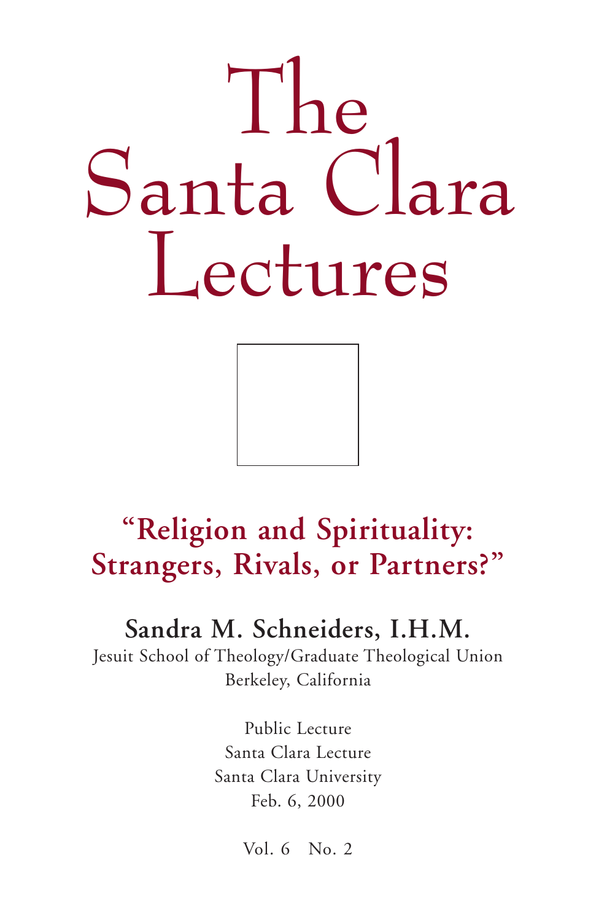# The Santa Clara Lectures

## "Religion and Spirituality: Strangers, Rivals, or Partners?"

**Sandra M. Schneiders, I.H.M.**

Jesuit School of Theology/Graduate Theological Union
Berkeley, California

Public Lecture
Santa Clara Lecture
Santa Clara University
Feb. 6, 2000

Vol. 6 No. 2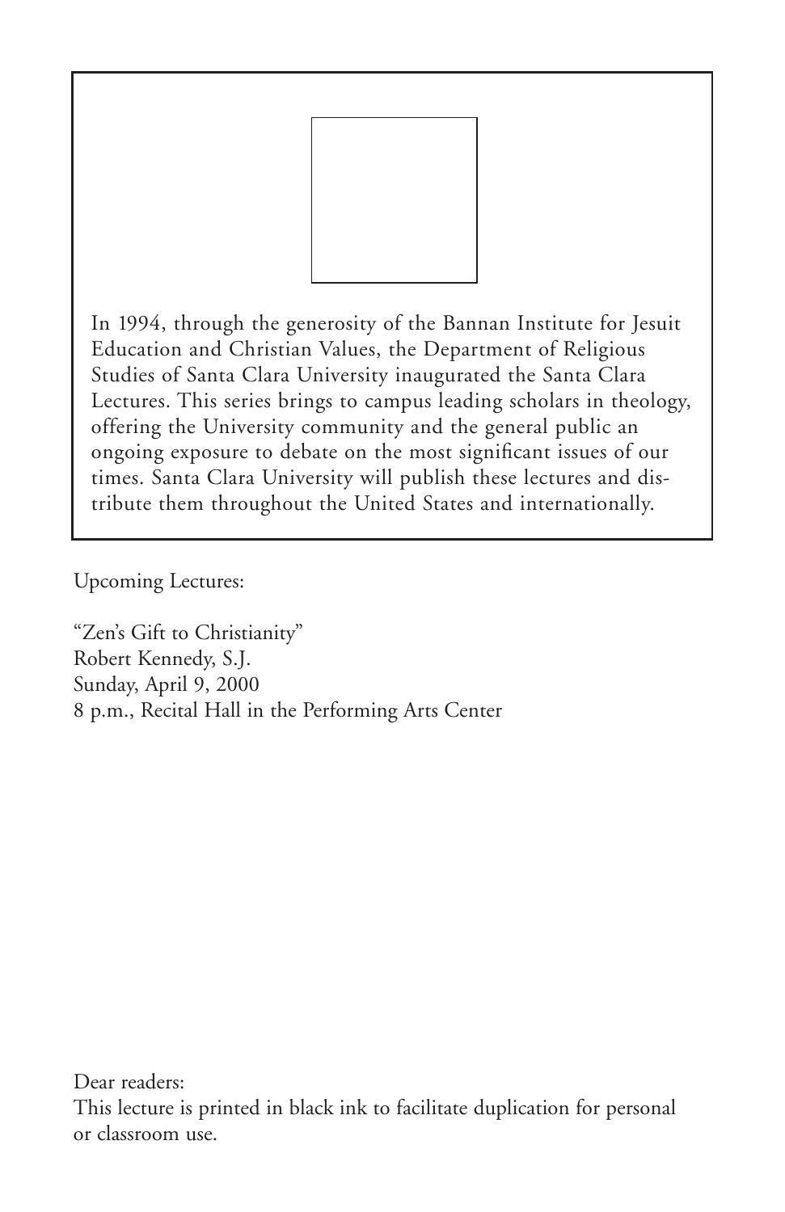In 1994, through the generosity of the Bannan Institute for Jesuit Education and Christian Values, the Department of Religious Studies of Santa Clara University inaugurated the Santa Clara Lectures. This series brings to campus leading scholars in theology, offering the University community and the general public an ongoing exposure to debate on the most significant issues of our times. Santa Clara University will publish these lectures and distribute them throughout the United States and internationally.

Upcoming Lectures:

"Zen's Gift to Christianity"
Robert Kennedy, S.J.
Sunday, April 9, 2000
8 p.m., Recital Hall in the Performing Arts Center

Dear readers:
This lecture is printed in black ink to facilitate duplication for personal or classroom use.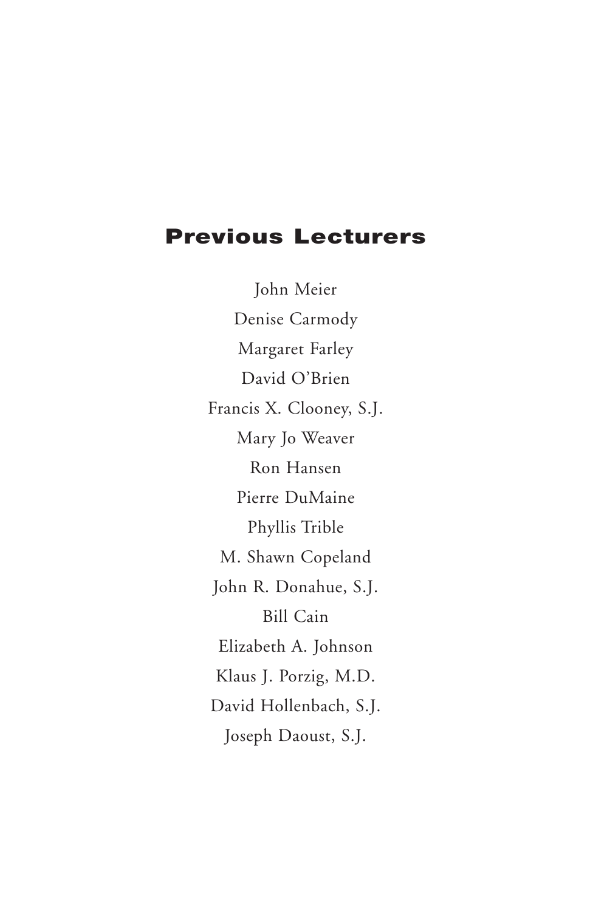## Previous Lecturers

John Meier

Denise Carmody

Margaret Farley

David O'Brien

Francis X. Clooney, S.J.

Mary Jo Weaver

Ron Hansen

Pierre DuMaine

Phyllis Trible

M. Shawn Copeland

John R. Donahue, S.J.

Bill Cain

Elizabeth A. Johnson

Klaus J. Porzig, M.D.

David Hollenbach, S.J.

Joseph Daoust, S.J.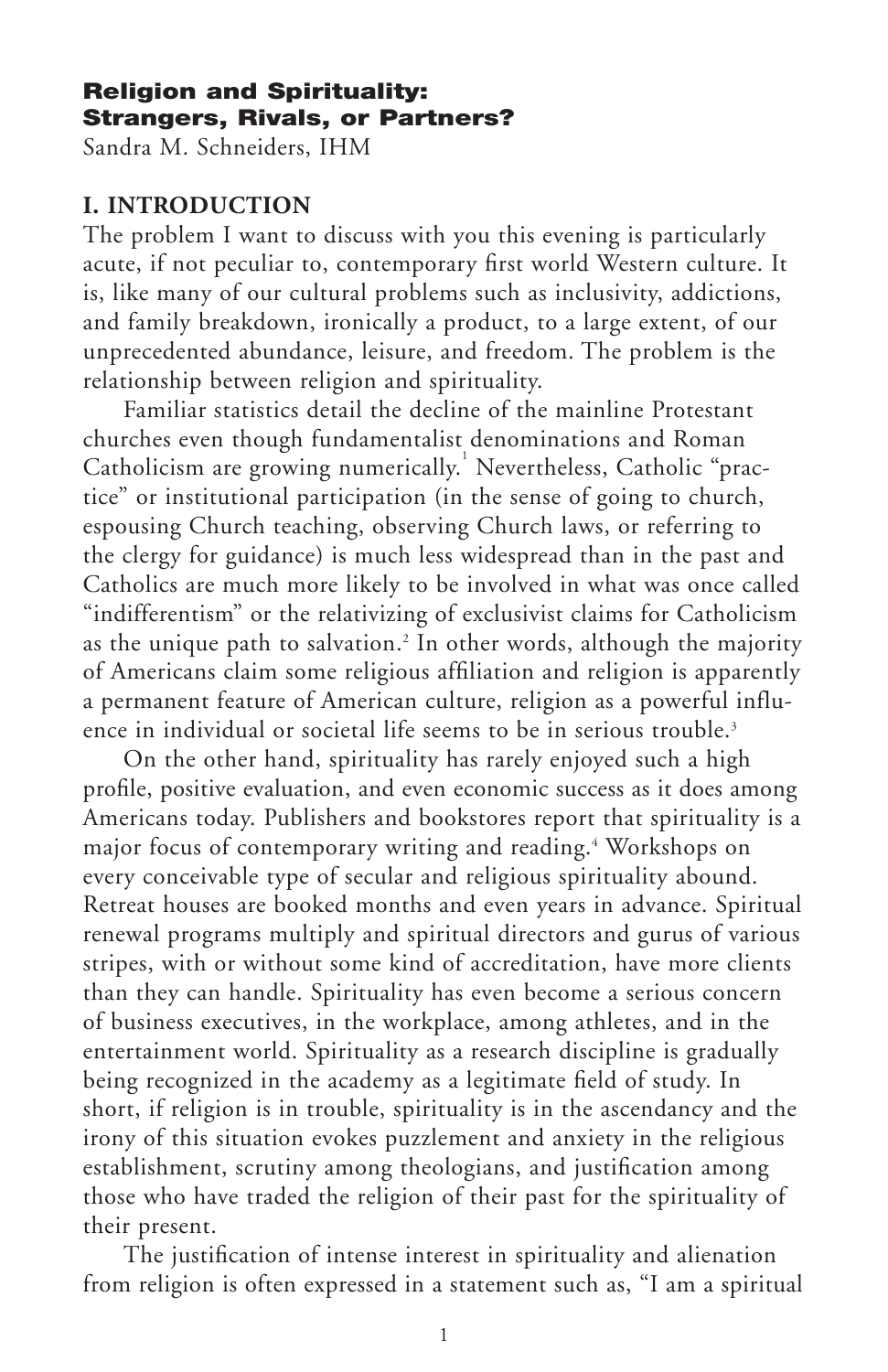## Religion and Spirituality: Strangers, Rivals, or Partners?

Sandra M. Schneiders, IHM

### I. INTRODUCTION

The problem I want to discuss with you this evening is particularly acute, if not peculiar to, contemporary first world Western culture. It is, like many of our cultural problems such as inclusivity, addictions, and family breakdown, ironically a product, to a large extent, of our unprecedented abundance, leisure, and freedom. The problem is the relationship between religion and spirituality.

Familiar statistics detail the decline of the mainline Protestant churches even though fundamentalist denominations and Roman Catholicism are growing numerically.[1] Nevertheless, Catholic "practice" or institutional participation (in the sense of going to church, espousing Church teaching, observing Church laws, or referring to the clergy for guidance) is much less widespread than in the past and Catholics are much more likely to be involved in what was once called "indifferentism" or the relativizing of exclusivist claims for Catholicism as the unique path to salvation.[2] In other words, although the majority of Americans claim some religious affiliation and religion is apparently a permanent feature of American culture, religion as a powerful influence in individual or societal life seems to be in serious trouble.[3]

On the other hand, spirituality has rarely enjoyed such a high profile, positive evaluation, and even economic success as it does among Americans today. Publishers and bookstores report that spirituality is a major focus of contemporary writing and reading.[4] Workshops on every conceivable type of secular and religious spirituality abound. Retreat houses are booked months and even years in advance. Spiritual renewal programs multiply and spiritual directors and gurus of various stripes, with or without some kind of accreditation, have more clients than they can handle. Spirituality has even become a serious concern of business executives, in the workplace, among athletes, and in the entertainment world. Spirituality as a research discipline is gradually being recognized in the academy as a legitimate field of study. In short, if religion is in trouble, spirituality is in the ascendancy and the irony of this situation evokes puzzlement and anxiety in the religious establishment, scrutiny among theologians, and justification among those who have traded the religion of their past for the spirituality of their present.

The justification of intense interest in spirituality and alienation from religion is often expressed in a statement such as, "I am a spiritual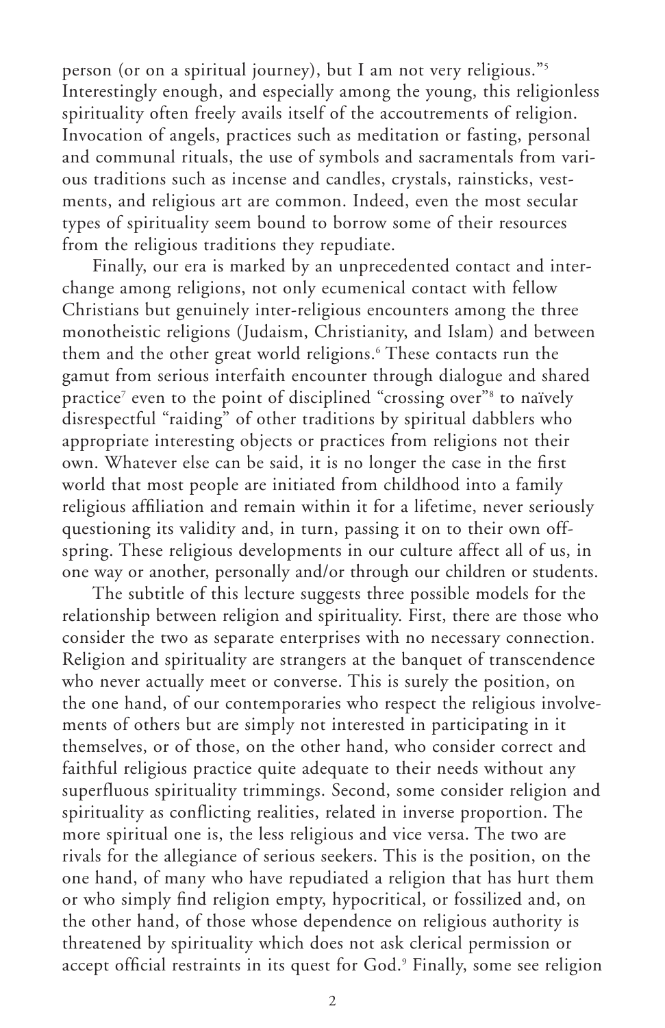person (or on a spiritual journey), but I am not very religious."[5] Interestingly enough, and especially among the young, this religionless spirituality often freely avails itself of the accoutrements of religion. Invocation of angels, practices such as meditation or fasting, personal and communal rituals, the use of symbols and sacramentals from various traditions such as incense and candles, crystals, rainsticks, vestments, and religious art are common. Indeed, even the most secular types of spirituality seem bound to borrow some of their resources from the religious traditions they repudiate.

Finally, our era is marked by an unprecedented contact and interchange among religions, not only ecumenical contact with fellow Christians but genuinely inter-religious encounters among the three monotheistic religions (Judaism, Christianity, and Islam) and between them and the other great world religions.[6] These contacts run the gamut from serious interfaith encounter through dialogue and shared practice[7] even to the point of disciplined "crossing over"[8] to naïvely disrespectful "raiding" of other traditions by spiritual dabblers who appropriate interesting objects or practices from religions not their own. Whatever else can be said, it is no longer the case in the first world that most people are initiated from childhood into a family religious affiliation and remain within it for a lifetime, never seriously questioning its validity and, in turn, passing it on to their own offspring. These religious developments in our culture affect all of us, in one way or another, personally and/or through our children or students.

The subtitle of this lecture suggests three possible models for the relationship between religion and spirituality. First, there are those who consider the two as separate enterprises with no necessary connection. Religion and spirituality are strangers at the banquet of transcendence who never actually meet or converse. This is surely the position, on the one hand, of our contemporaries who respect the religious involvements of others but are simply not interested in participating in it themselves, or of those, on the other hand, who consider correct and faithful religious practice quite adequate to their needs without any superfluous spirituality trimmings. Second, some consider religion and spirituality as conflicting realities, related in inverse proportion. The more spiritual one is, the less religious and vice versa. The two are rivals for the allegiance of serious seekers. This is the position, on the one hand, of many who have repudiated a religion that has hurt them or who simply find religion empty, hypocritical, or fossilized and, on the other hand, of those whose dependence on religious authority is threatened by spirituality which does not ask clerical permission or accept official restraints in its quest for God.[9] Finally, some see religion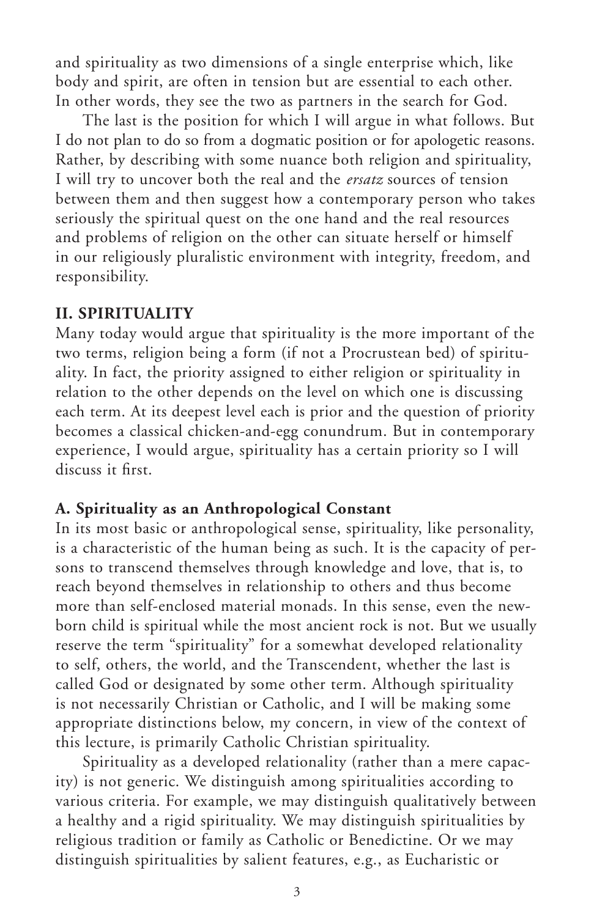and spirituality as two dimensions of a single enterprise which, like body and spirit, are often in tension but are essential to each other. In other words, they see the two as partners in the search for God.

The last is the position for which I will argue in what follows. But I do not plan to do so from a dogmatic position or for apologetic reasons. Rather, by describing with some nuance both religion and spirituality, I will try to uncover both the real and the *ersatz* sources of tension between them and then suggest how a contemporary person who takes seriously the spiritual quest on the one hand and the real resources and problems of religion on the other can situate herself or himself in our religiously pluralistic environment with integrity, freedom, and responsibility.

## II. SPIRITUALITY

Many today would argue that spirituality is the more important of the two terms, religion being a form (if not a Procrustean bed) of spirituality. In fact, the priority assigned to either religion or spirituality in relation to the other depends on the level on which one is discussing each term. At its deepest level each is prior and the question of priority becomes a classical chicken-and-egg conundrum. But in contemporary experience, I would argue, spirituality has a certain priority so I will discuss it first.

### A. Spirituality as an Anthropological Constant

In its most basic or anthropological sense, spirituality, like personality, is a characteristic of the human being as such. It is the capacity of persons to transcend themselves through knowledge and love, that is, to reach beyond themselves in relationship to others and thus become more than self-enclosed material monads. In this sense, even the newborn child is spiritual while the most ancient rock is not. But we usually reserve the term "spirituality" for a somewhat developed relationality to self, others, the world, and the Transcendent, whether the last is called God or designated by some other term. Although spirituality is not necessarily Christian or Catholic, and I will be making some appropriate distinctions below, my concern, in view of the context of this lecture, is primarily Catholic Christian spirituality.

Spirituality as a developed relationality (rather than a mere capacity) is not generic. We distinguish among spiritualities according to various criteria. For example, we may distinguish qualitatively between a healthy and a rigid spirituality. We may distinguish spiritualities by religious tradition or family as Catholic or Benedictine. Or we may distinguish spiritualities by salient features, e.g., as Eucharistic or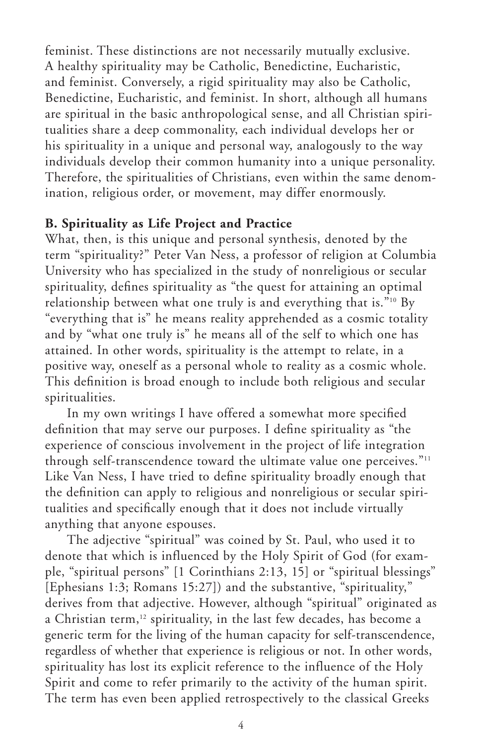feminist. These distinctions are not necessarily mutually exclusive. A healthy spirituality may be Catholic, Benedictine, Eucharistic, and feminist. Conversely, a rigid spirituality may also be Catholic, Benedictine, Eucharistic, and feminist. In short, although all humans are spiritual in the basic anthropological sense, and all Christian spiritualities share a deep commonality, each individual develops her or his spirituality in a unique and personal way, analogously to the way individuals develop their common humanity into a unique personality. Therefore, the spiritualities of Christians, even within the same denomination, religious order, or movement, may differ enormously.

**B. Spirituality as Life Project and Practice**

What, then, is this unique and personal synthesis, denoted by the term "spirituality?" Peter Van Ness, a professor of religion at Columbia University who has specialized in the study of nonreligious or secular spirituality, defines spirituality as "the quest for attaining an optimal relationship between what one truly is and everything that is."[10] By "everything that is" he means reality apprehended as a cosmic totality and by "what one truly is" he means all of the self to which one has attained. In other words, spirituality is the attempt to relate, in a positive way, oneself as a personal whole to reality as a cosmic whole. This definition is broad enough to include both religious and secular spiritualities.

In my own writings I have offered a somewhat more specified definition that may serve our purposes. I define spirituality as "the experience of conscious involvement in the project of life integration through self-transcendence toward the ultimate value one perceives."[11] Like Van Ness, I have tried to define spirituality broadly enough that the definition can apply to religious and nonreligious or secular spiritualities and specifically enough that it does not include virtually anything that anyone espouses.

The adjective "spiritual" was coined by St. Paul, who used it to denote that which is influenced by the Holy Spirit of God (for example, "spiritual persons" [1 Corinthians 2:13, 15] or "spiritual blessings" [Ephesians 1:3; Romans 15:27]) and the substantive, "spirituality," derives from that adjective. However, although "spiritual" originated as a Christian term,[12] spirituality, in the last few decades, has become a generic term for the living of the human capacity for self-transcendence, regardless of whether that experience is religious or not. In other words, spirituality has lost its explicit reference to the influence of the Holy Spirit and come to refer primarily to the activity of the human spirit. The term has even been applied retrospectively to the classical Greeks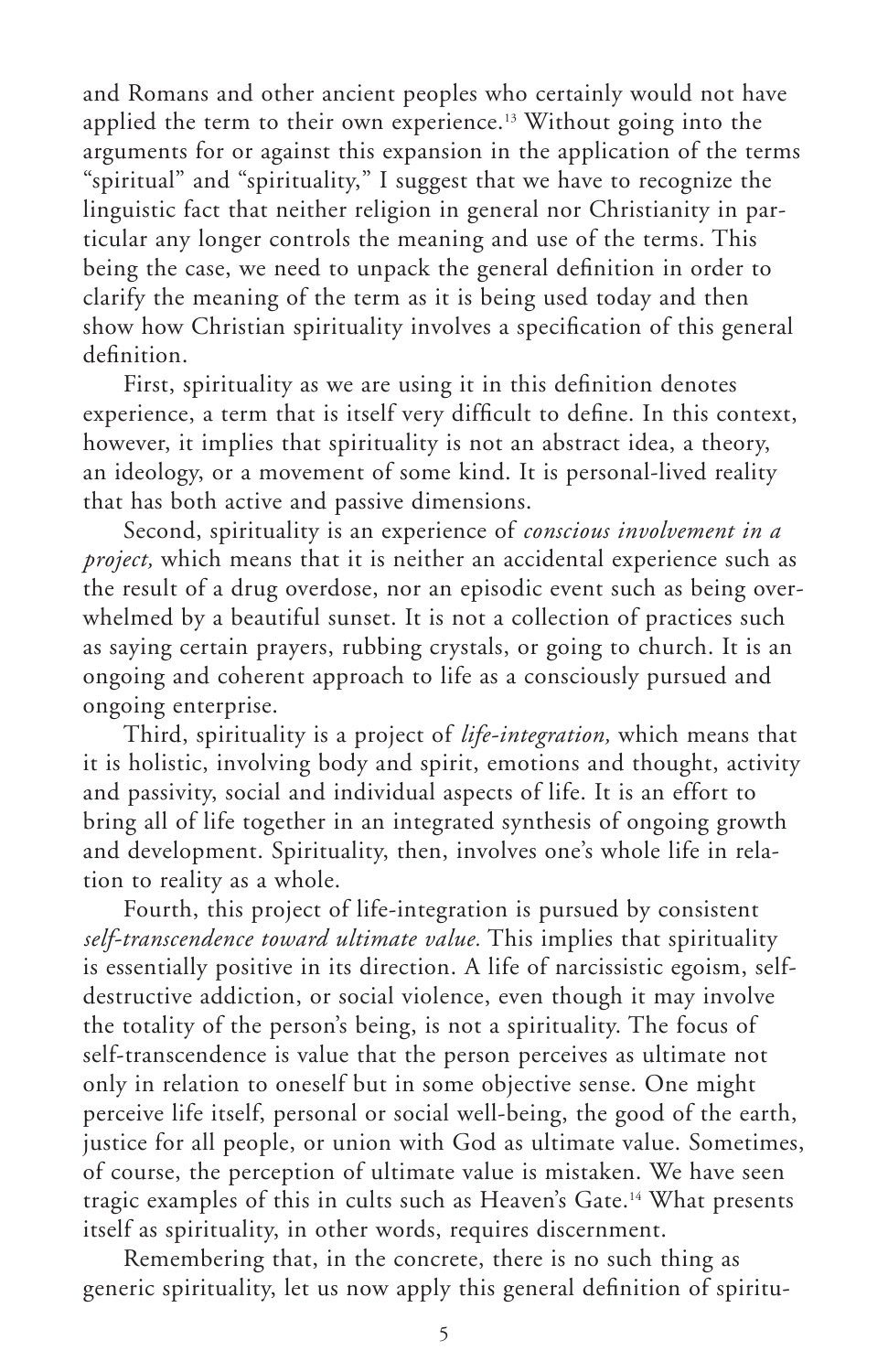and Romans and other ancient peoples who certainly would not have applied the term to their own experience.[13] Without going into the arguments for or against this expansion in the application of the terms "spiritual" and "spirituality," I suggest that we have to recognize the linguistic fact that neither religion in general nor Christianity in particular any longer controls the meaning and use of the terms. This being the case, we need to unpack the general definition in order to clarify the meaning of the term as it is being used today and then show how Christian spirituality involves a specification of this general definition.

First, spirituality as we are using it in this definition denotes experience, a term that is itself very difficult to define. In this context, however, it implies that spirituality is not an abstract idea, a theory, an ideology, or a movement of some kind. It is personal-lived reality that has both active and passive dimensions.

Second, spirituality is an experience of *conscious involvement in a project,* which means that it is neither an accidental experience such as the result of a drug overdose, nor an episodic event such as being overwhelmed by a beautiful sunset. It is not a collection of practices such as saying certain prayers, rubbing crystals, or going to church. It is an ongoing and coherent approach to life as a consciously pursued and ongoing enterprise.

Third, spirituality is a project of *life-integration,* which means that it is holistic, involving body and spirit, emotions and thought, activity and passivity, social and individual aspects of life. It is an effort to bring all of life together in an integrated synthesis of ongoing growth and development. Spirituality, then, involves one's whole life in relation to reality as a whole.

Fourth, this project of life-integration is pursued by consistent *self-transcendence toward ultimate value.* This implies that spirituality is essentially positive in its direction. A life of narcissistic egoism, self-destructive addiction, or social violence, even though it may involve the totality of the person's being, is not a spirituality. The focus of self-transcendence is value that the person perceives as ultimate not only in relation to oneself but in some objective sense. One might perceive life itself, personal or social well-being, the good of the earth, justice for all people, or union with God as ultimate value. Sometimes, of course, the perception of ultimate value is mistaken. We have seen tragic examples of this in cults such as Heaven's Gate.[14] What presents itself as spirituality, in other words, requires discernment.

Remembering that, in the concrete, there is no such thing as generic spirituality, let us now apply this general definition of spiritu-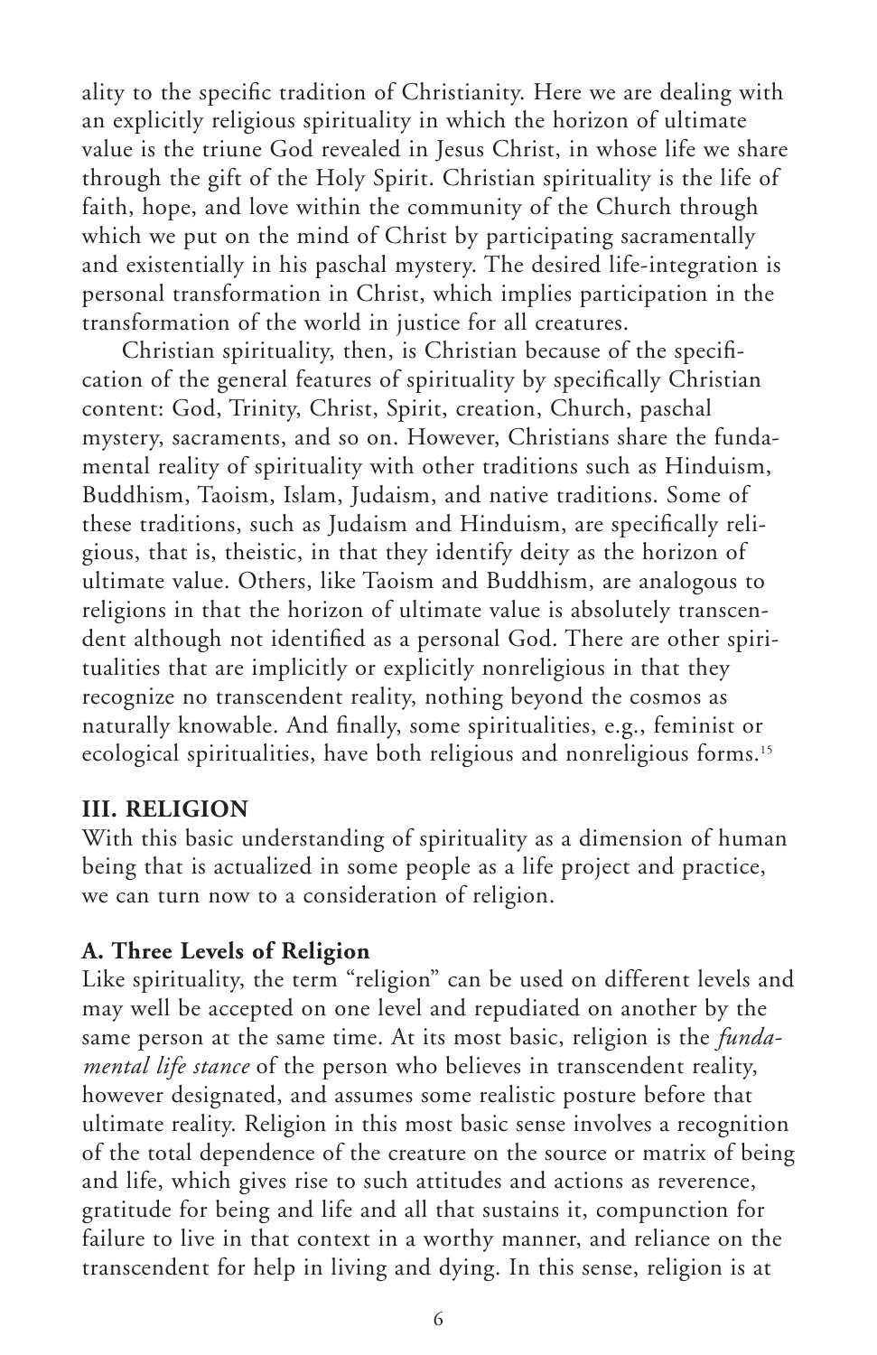ality to the specific tradition of Christianity. Here we are dealing with an explicitly religious spirituality in which the horizon of ultimate value is the triune God revealed in Jesus Christ, in whose life we share through the gift of the Holy Spirit. Christian spirituality is the life of faith, hope, and love within the community of the Church through which we put on the mind of Christ by participating sacramentally and existentially in his paschal mystery. The desired life-integration is personal transformation in Christ, which implies participation in the transformation of the world in justice for all creatures.

Christian spirituality, then, is Christian because of the specification of the general features of spirituality by specifically Christian content: God, Trinity, Christ, Spirit, creation, Church, paschal mystery, sacraments, and so on. However, Christians share the fundamental reality of spirituality with other traditions such as Hinduism, Buddhism, Taoism, Islam, Judaism, and native traditions. Some of these traditions, such as Judaism and Hinduism, are specifically religious, that is, theistic, in that they identify deity as the horizon of ultimate value. Others, like Taoism and Buddhism, are analogous to religions in that the horizon of ultimate value is absolutely transcendent although not identified as a personal God. There are other spiritualities that are implicitly or explicitly nonreligious in that they recognize no transcendent reality, nothing beyond the cosmos as naturally knowable. And finally, some spiritualities, e.g., feminist or ecological spiritualities, have both religious and nonreligious forms.[15]

## III. RELIGION

With this basic understanding of spirituality as a dimension of human being that is actualized in some people as a life project and practice, we can turn now to a consideration of religion.

### A. Three Levels of Religion

Like spirituality, the term "religion" can be used on different levels and may well be accepted on one level and repudiated on another by the same person at the same time. At its most basic, religion is the *fundamental life stance* of the person who believes in transcendent reality, however designated, and assumes some realistic posture before that ultimate reality. Religion in this most basic sense involves a recognition of the total dependence of the creature on the source or matrix of being and life, which gives rise to such attitudes and actions as reverence, gratitude for being and life and all that sustains it, compunction for failure to live in that context in a worthy manner, and reliance on the transcendent for help in living and dying. In this sense, religion is at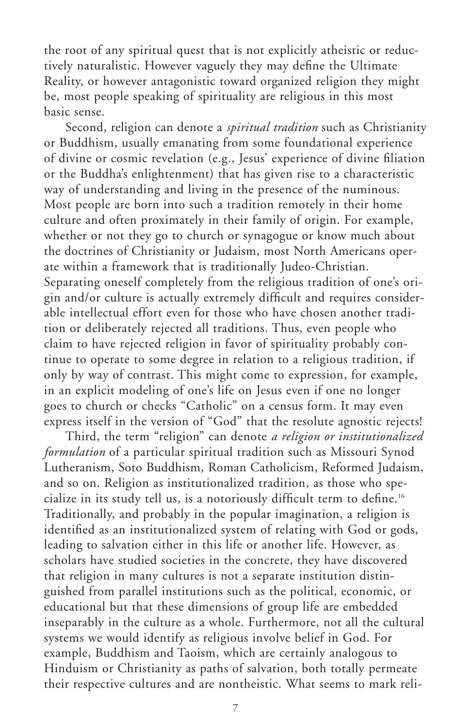the root of any spiritual quest that is not explicitly atheistic or reductively naturalistic. However vaguely they may define the Ultimate Reality, or however antagonistic toward organized religion they might be, most people speaking of spirituality are religious in this most basic sense.

Second, religion can denote a *spiritual tradition* such as Christianity or Buddhism, usually emanating from some foundational experience of divine or cosmic revelation (e.g., Jesus' experience of divine filiation or the Buddha's enlightenment) that has given rise to a characteristic way of understanding and living in the presence of the numinous. Most people are born into such a tradition remotely in their home culture and often proximately in their family of origin. For example, whether or not they go to church or synagogue or know much about the doctrines of Christianity or Judaism, most North Americans operate within a framework that is traditionally Judeo-Christian. Separating oneself completely from the religious tradition of one's origin and/or culture is actually extremely difficult and requires considerable intellectual effort even for those who have chosen another tradition or deliberately rejected all traditions. Thus, even people who claim to have rejected religion in favor of spirituality probably continue to operate to some degree in relation to a religious tradition, if only by way of contrast. This might come to expression, for example, in an explicit modeling of one's life on Jesus even if one no longer goes to church or checks "Catholic" on a census form. It may even express itself in the version of "God" that the resolute agnostic rejects!

Third, the term "religion" can denote *a religion or institutionalized formulation* of a particular spiritual tradition such as Missouri Synod Lutheranism, Soto Buddhism, Roman Catholicism, Reformed Judaism, and so on. Religion as institutionalized tradition, as those who specialize in its study tell us, is a notoriously difficult term to define.[16] Traditionally, and probably in the popular imagination, a religion is identified as an institutionalized system of relating with God or gods, leading to salvation either in this life or another life. However, as scholars have studied societies in the concrete, they have discovered that religion in many cultures is not a separate institution distinguished from parallel institutions such as the political, economic, or educational but that these dimensions of group life are embedded inseparably in the culture as a whole. Furthermore, not all the cultural systems we would identify as religious involve belief in God. For example, Buddhism and Taoism, which are certainly analogous to Hinduism or Christianity as paths of salvation, both totally permeate their respective cultures and are nontheistic. What seems to mark reli-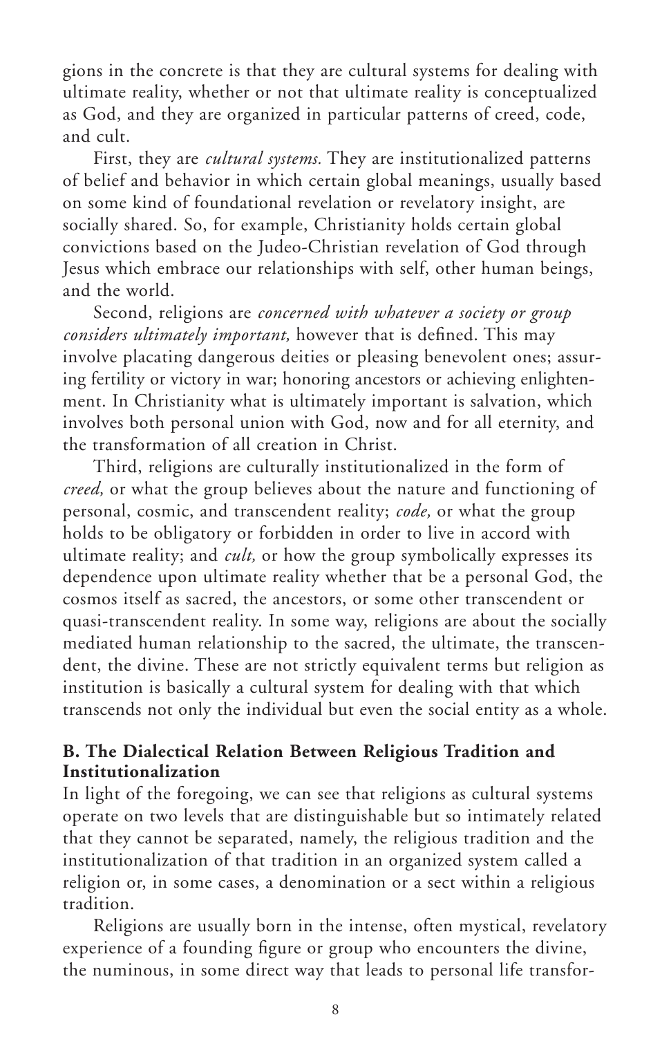gions in the concrete is that they are cultural systems for dealing with ultimate reality, whether or not that ultimate reality is conceptualized as God, and they are organized in particular patterns of creed, code, and cult.

First, they are *cultural systems.* They are institutionalized patterns of belief and behavior in which certain global meanings, usually based on some kind of foundational revelation or revelatory insight, are socially shared. So, for example, Christianity holds certain global convictions based on the Judeo-Christian revelation of God through Jesus which embrace our relationships with self, other human beings, and the world.

Second, religions are *concerned with whatever a society or group considers ultimately important,* however that is defined. This may involve placating dangerous deities or pleasing benevolent ones; assuring fertility or victory in war; honoring ancestors or achieving enlightenment. In Christianity what is ultimately important is salvation, which involves both personal union with God, now and for all eternity, and the transformation of all creation in Christ.

Third, religions are culturally institutionalized in the form of *creed,* or what the group believes about the nature and functioning of personal, cosmic, and transcendent reality; *code,* or what the group holds to be obligatory or forbidden in order to live in accord with ultimate reality; and *cult,* or how the group symbolically expresses its dependence upon ultimate reality whether that be a personal God, the cosmos itself as sacred, the ancestors, or some other transcendent or quasi-transcendent reality. In some way, religions are about the socially mediated human relationship to the sacred, the ultimate, the transcendent, the divine. These are not strictly equivalent terms but religion as institution is basically a cultural system for dealing with that which transcends not only the individual but even the social entity as a whole.

### B. The Dialectical Relation Between Religious Tradition and Institutionalization

In light of the foregoing, we can see that religions as cultural systems operate on two levels that are distinguishable but so intimately related that they cannot be separated, namely, the religious tradition and the institutionalization of that tradition in an organized system called a religion or, in some cases, a denomination or a sect within a religious tradition.

Religions are usually born in the intense, often mystical, revelatory experience of a founding figure or group who encounters the divine, the numinous, in some direct way that leads to personal life transfor-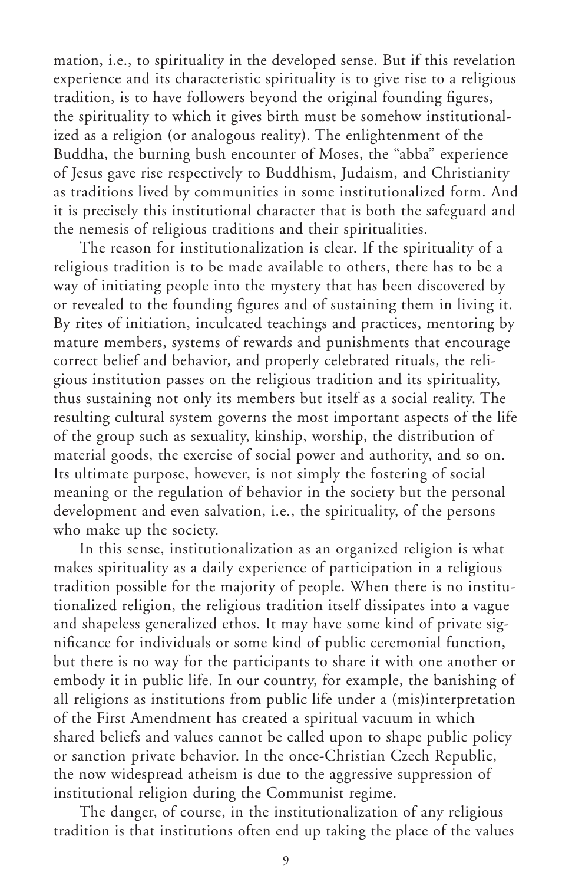mation, i.e., to spirituality in the developed sense. But if this revelation experience and its characteristic spirituality is to give rise to a religious tradition, is to have followers beyond the original founding figures, the spirituality to which it gives birth must be somehow institutionalized as a religion (or analogous reality). The enlightenment of the Buddha, the burning bush encounter of Moses, the "abba" experience of Jesus gave rise respectively to Buddhism, Judaism, and Christianity as traditions lived by communities in some institutionalized form. And it is precisely this institutional character that is both the safeguard and the nemesis of religious traditions and their spiritualities.

The reason for institutionalization is clear. If the spirituality of a religious tradition is to be made available to others, there has to be a way of initiating people into the mystery that has been discovered by or revealed to the founding figures and of sustaining them in living it. By rites of initiation, inculcated teachings and practices, mentoring by mature members, systems of rewards and punishments that encourage correct belief and behavior, and properly celebrated rituals, the religious institution passes on the religious tradition and its spirituality, thus sustaining not only its members but itself as a social reality. The resulting cultural system governs the most important aspects of the life of the group such as sexuality, kinship, worship, the distribution of material goods, the exercise of social power and authority, and so on. Its ultimate purpose, however, is not simply the fostering of social meaning or the regulation of behavior in the society but the personal development and even salvation, i.e., the spirituality, of the persons who make up the society.

In this sense, institutionalization as an organized religion is what makes spirituality as a daily experience of participation in a religious tradition possible for the majority of people. When there is no institutionalized religion, the religious tradition itself dissipates into a vague and shapeless generalized ethos. It may have some kind of private significance for individuals or some kind of public ceremonial function, but there is no way for the participants to share it with one another or embody it in public life. In our country, for example, the banishing of all religions as institutions from public life under a (mis)interpretation of the First Amendment has created a spiritual vacuum in which shared beliefs and values cannot be called upon to shape public policy or sanction private behavior. In the once-Christian Czech Republic, the now widespread atheism is due to the aggressive suppression of institutional religion during the Communist regime.

The danger, of course, in the institutionalization of any religious tradition is that institutions often end up taking the place of the values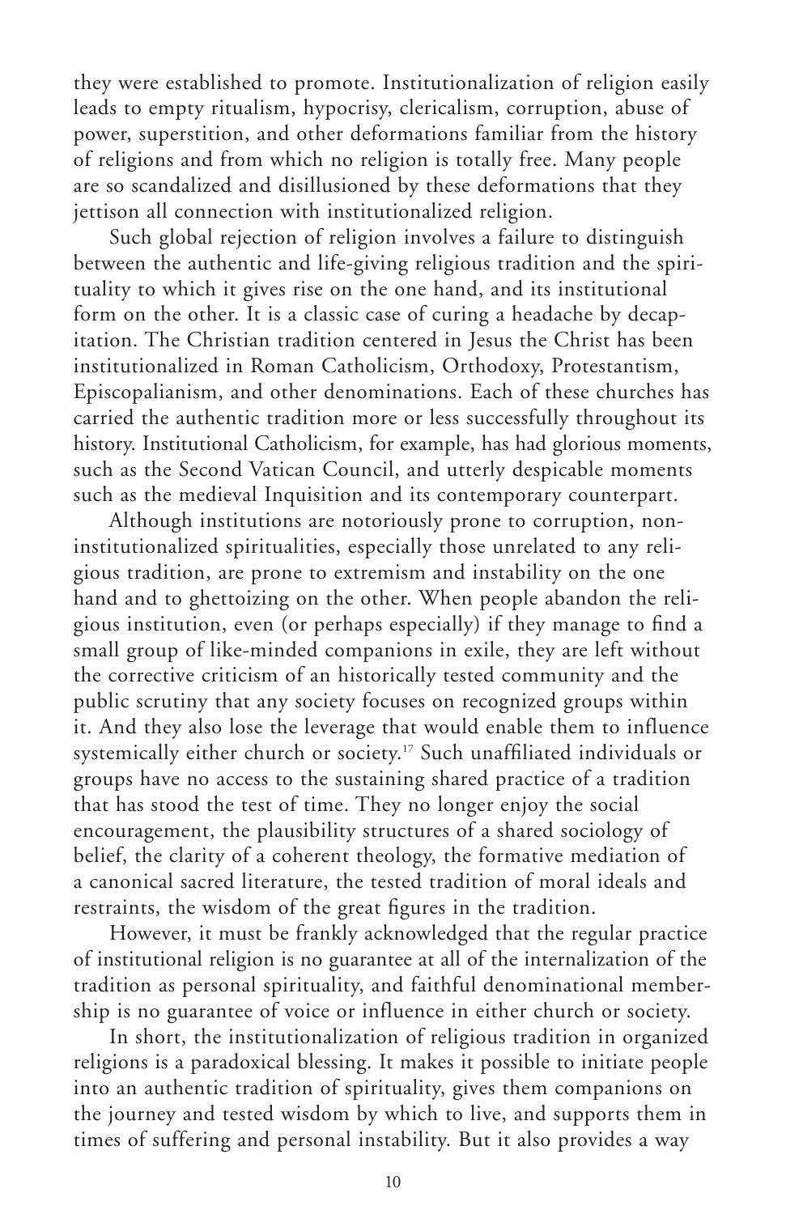they were established to promote. Institutionalization of religion easily leads to empty ritualism, hypocrisy, clericalism, corruption, abuse of power, superstition, and other deformations familiar from the history of religions and from which no religion is totally free. Many people are so scandalized and disillusioned by these deformations that they jettison all connection with institutionalized religion.

Such global rejection of religion involves a failure to distinguish between the authentic and life-giving religious tradition and the spirituality to which it gives rise on the one hand, and its institutional form on the other. It is a classic case of curing a headache by decapitation. The Christian tradition centered in Jesus the Christ has been institutionalized in Roman Catholicism, Orthodoxy, Protestantism, Episcopalianism, and other denominations. Each of these churches has carried the authentic tradition more or less successfully throughout its history. Institutional Catholicism, for example, has had glorious moments, such as the Second Vatican Council, and utterly despicable moments such as the medieval Inquisition and its contemporary counterpart.

Although institutions are notoriously prone to corruption, non-institutionalized spiritualities, especially those unrelated to any religious tradition, are prone to extremism and instability on the one hand and to ghettoizing on the other. When people abandon the religious institution, even (or perhaps especially) if they manage to find a small group of like-minded companions in exile, they are left without the corrective criticism of an historically tested community and the public scrutiny that any society focuses on recognized groups within it. And they also lose the leverage that would enable them to influence systemically either church or society.[17] Such unaffiliated individuals or groups have no access to the sustaining shared practice of a tradition that has stood the test of time. They no longer enjoy the social encouragement, the plausibility structures of a shared sociology of belief, the clarity of a coherent theology, the formative mediation of a canonical sacred literature, the tested tradition of moral ideals and restraints, the wisdom of the great figures in the tradition.

However, it must be frankly acknowledged that the regular practice of institutional religion is no guarantee at all of the internalization of the tradition as personal spirituality, and faithful denominational membership is no guarantee of voice or influence in either church or society.

In short, the institutionalization of religious tradition in organized religions is a paradoxical blessing. It makes it possible to initiate people into an authentic tradition of spirituality, gives them companions on the journey and tested wisdom by which to live, and supports them in times of suffering and personal instability. But it also provides a way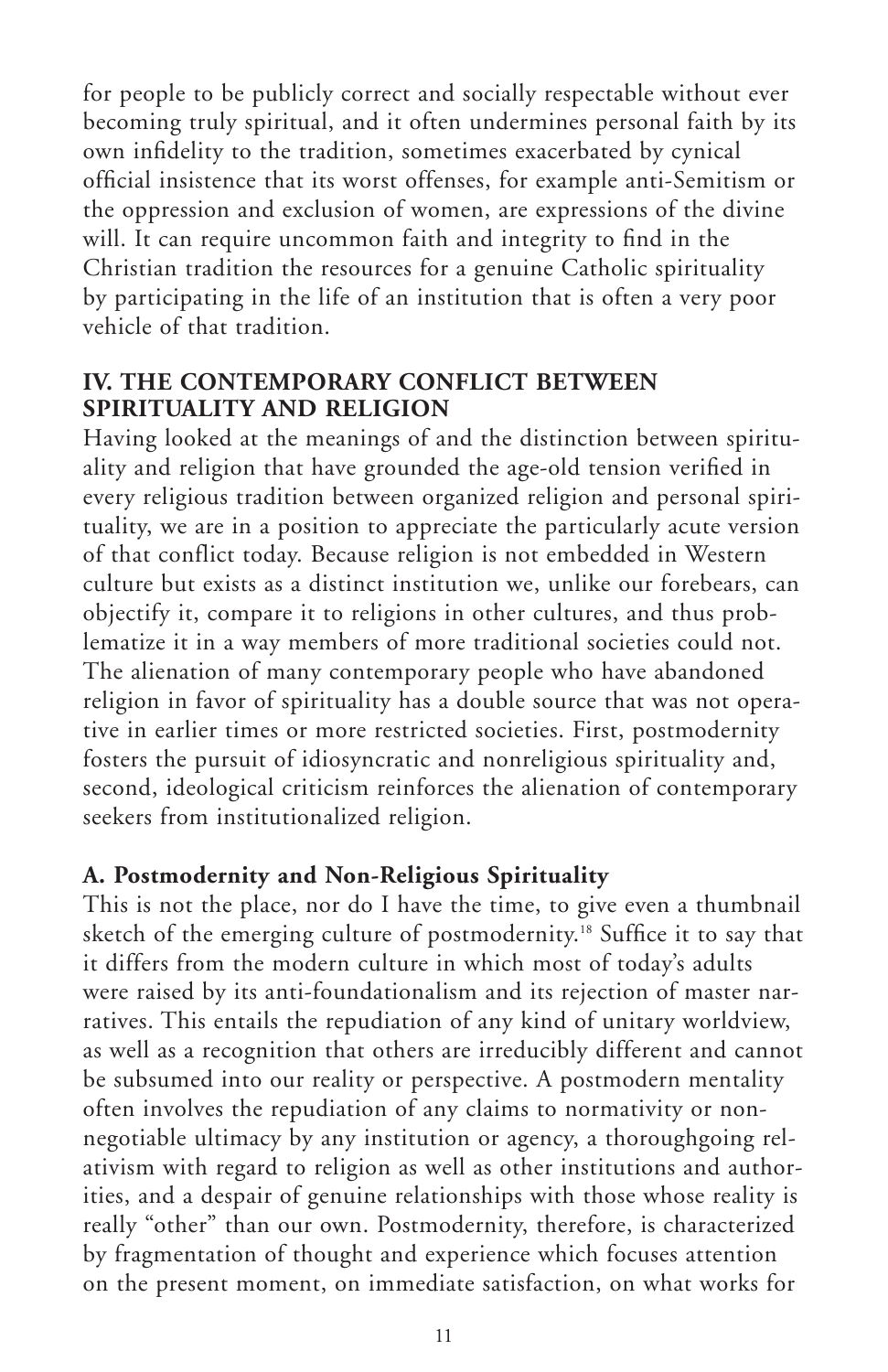for people to be publicly correct and socially respectable without ever becoming truly spiritual, and it often undermines personal faith by its own infidelity to the tradition, sometimes exacerbated by cynical official insistence that its worst offenses, for example anti-Semitism or the oppression and exclusion of women, are expressions of the divine will. It can require uncommon faith and integrity to find in the Christian tradition the resources for a genuine Catholic spirituality by participating in the life of an institution that is often a very poor vehicle of that tradition.

## IV. THE CONTEMPORARY CONFLICT BETWEEN SPIRITUALITY AND RELIGION

Having looked at the meanings of and the distinction between spirituality and religion that have grounded the age-old tension verified in every religious tradition between organized religion and personal spirituality, we are in a position to appreciate the particularly acute version of that conflict today. Because religion is not embedded in Western culture but exists as a distinct institution we, unlike our forebears, can objectify it, compare it to religions in other cultures, and thus problematize it in a way members of more traditional societies could not. The alienation of many contemporary people who have abandoned religion in favor of spirituality has a double source that was not operative in earlier times or more restricted societies. First, postmodernity fosters the pursuit of idiosyncratic and nonreligious spirituality and, second, ideological criticism reinforces the alienation of contemporary seekers from institutionalized religion.

### A. Postmodernity and Non-Religious Spirituality

This is not the place, nor do I have the time, to give even a thumbnail sketch of the emerging culture of postmodernity.[18] Suffice it to say that it differs from the modern culture in which most of today's adults were raised by its anti-foundationalism and its rejection of master narratives. This entails the repudiation of any kind of unitary worldview, as well as a recognition that others are irreducibly different and cannot be subsumed into our reality or perspective. A postmodern mentality often involves the repudiation of any claims to normativity or non-negotiable ultimacy by any institution or agency, a thoroughgoing relativism with regard to religion as well as other institutions and authorities, and a despair of genuine relationships with those whose reality is really "other" than our own. Postmodernity, therefore, is characterized by fragmentation of thought and experience which focuses attention on the present moment, on immediate satisfaction, on what works for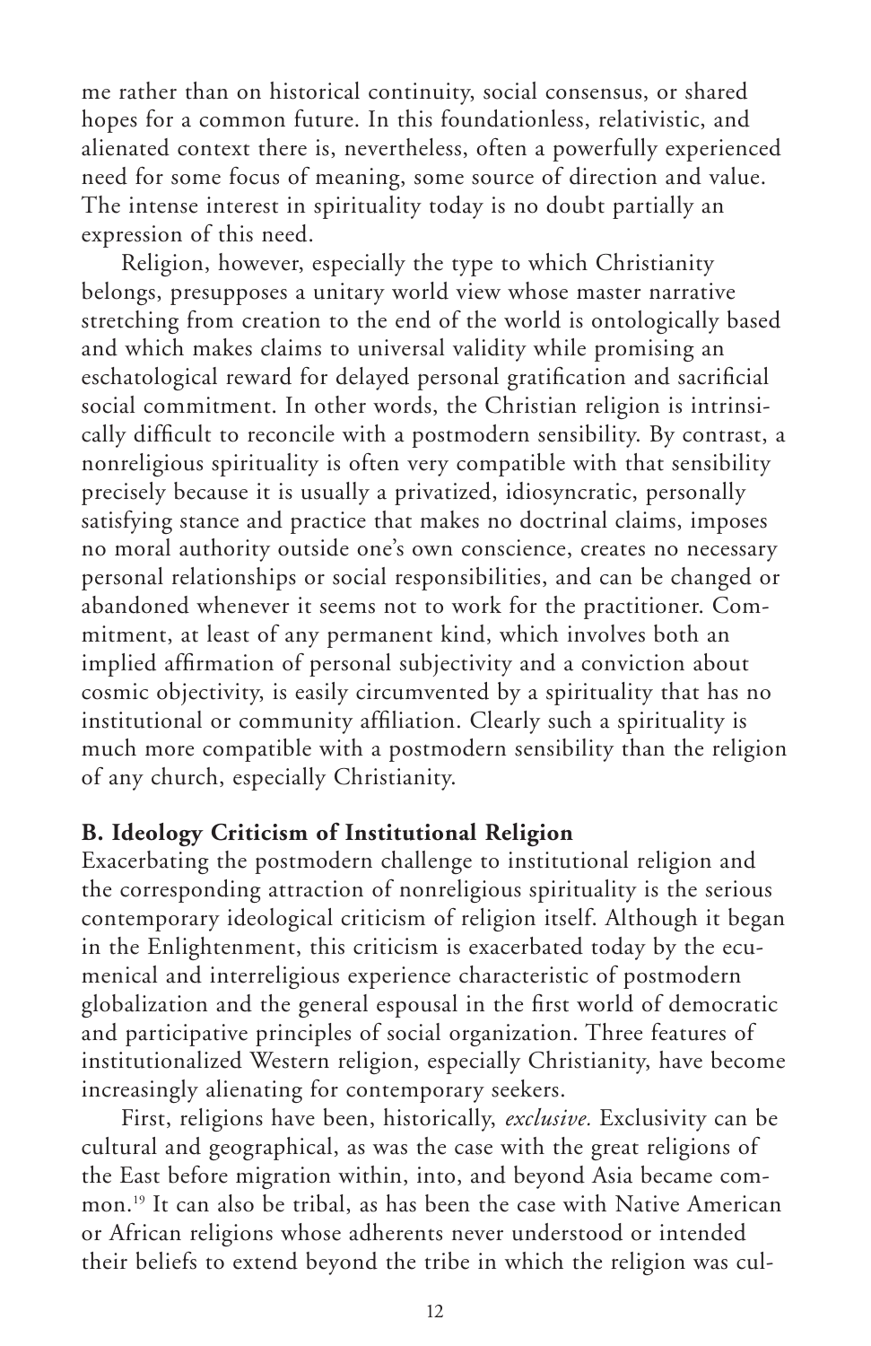me rather than on historical continuity, social consensus, or shared hopes for a common future. In this foundationless, relativistic, and alienated context there is, nevertheless, often a powerfully experienced need for some focus of meaning, some source of direction and value. The intense interest in spirituality today is no doubt partially an expression of this need.

Religion, however, especially the type to which Christianity belongs, presupposes a unitary world view whose master narrative stretching from creation to the end of the world is ontologically based and which makes claims to universal validity while promising an eschatological reward for delayed personal gratification and sacrificial social commitment. In other words, the Christian religion is intrinsically difficult to reconcile with a postmodern sensibility. By contrast, a nonreligious spirituality is often very compatible with that sensibility precisely because it is usually a privatized, idiosyncratic, personally satisfying stance and practice that makes no doctrinal claims, imposes no moral authority outside one's own conscience, creates no necessary personal relationships or social responsibilities, and can be changed or abandoned whenever it seems not to work for the practitioner. Commitment, at least of any permanent kind, which involves both an implied affirmation of personal subjectivity and a conviction about cosmic objectivity, is easily circumvented by a spirituality that has no institutional or community affiliation. Clearly such a spirituality is much more compatible with a postmodern sensibility than the religion of any church, especially Christianity.

### B. Ideology Criticism of Institutional Religion

Exacerbating the postmodern challenge to institutional religion and the corresponding attraction of nonreligious spirituality is the serious contemporary ideological criticism of religion itself. Although it began in the Enlightenment, this criticism is exacerbated today by the ecumenical and interreligious experience characteristic of postmodern globalization and the general espousal in the first world of democratic and participative principles of social organization. Three features of institutionalized Western religion, especially Christianity, have become increasingly alienating for contemporary seekers.

First, religions have been, historically, *exclusive.* Exclusivity can be cultural and geographical, as was the case with the great religions of the East before migration within, into, and beyond Asia became common.[19] It can also be tribal, as has been the case with Native American or African religions whose adherents never understood or intended their beliefs to extend beyond the tribe in which the religion was cul-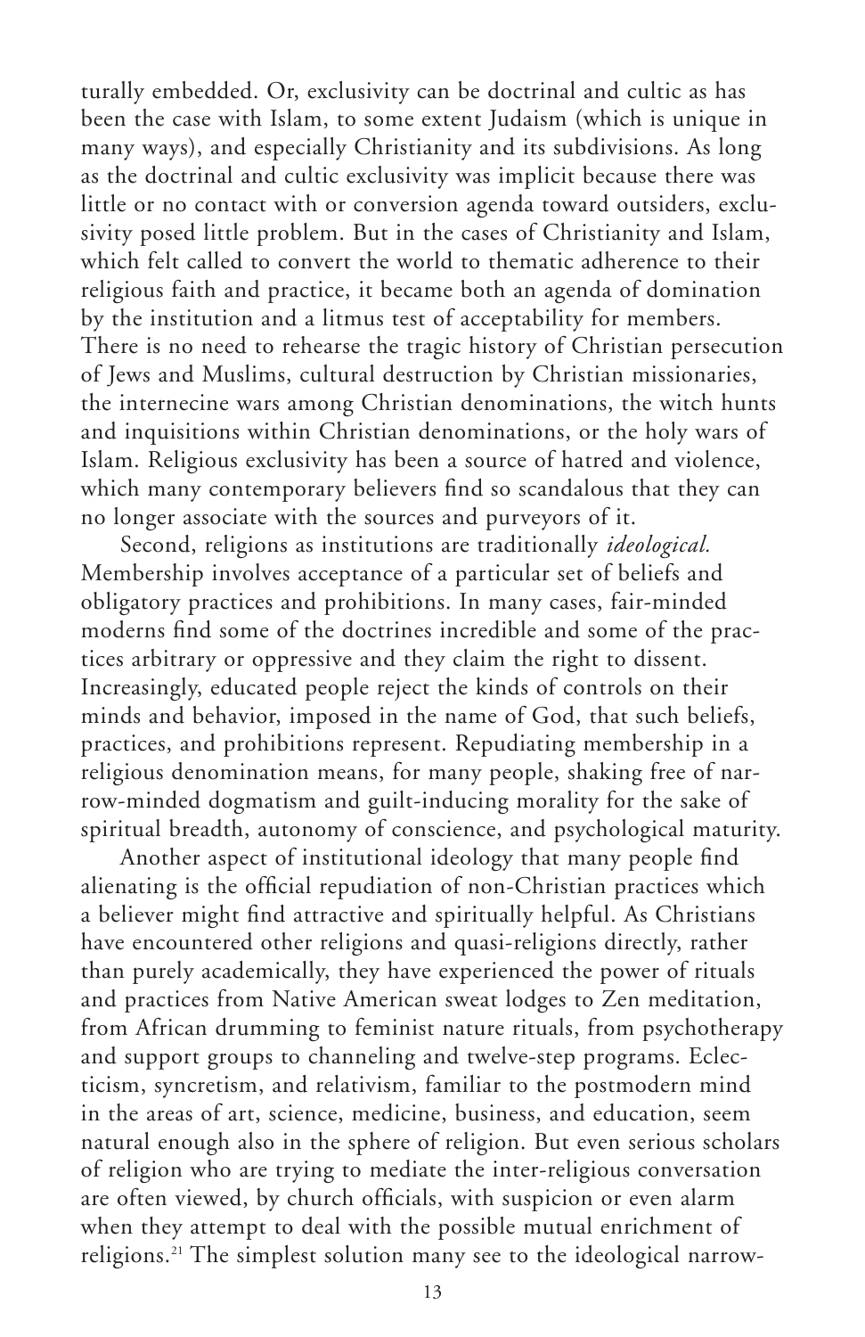turally embedded. Or, exclusivity can be doctrinal and cultic as has been the case with Islam, to some extent Judaism (which is unique in many ways), and especially Christianity and its subdivisions. As long as the doctrinal and cultic exclusivity was implicit because there was little or no contact with or conversion agenda toward outsiders, exclusivity posed little problem. But in the cases of Christianity and Islam, which felt called to convert the world to thematic adherence to their religious faith and practice, it became both an agenda of domination by the institution and a litmus test of acceptability for members. There is no need to rehearse the tragic history of Christian persecution of Jews and Muslims, cultural destruction by Christian missionaries, the internecine wars among Christian denominations, the witch hunts and inquisitions within Christian denominations, or the holy wars of Islam. Religious exclusivity has been a source of hatred and violence, which many contemporary believers find so scandalous that they can no longer associate with the sources and purveyors of it.

Second, religions as institutions are traditionally *ideological.* Membership involves acceptance of a particular set of beliefs and obligatory practices and prohibitions. In many cases, fair-minded moderns find some of the doctrines incredible and some of the practices arbitrary or oppressive and they claim the right to dissent. Increasingly, educated people reject the kinds of controls on their minds and behavior, imposed in the name of God, that such beliefs, practices, and prohibitions represent. Repudiating membership in a religious denomination means, for many people, shaking free of narrow-minded dogmatism and guilt-inducing morality for the sake of spiritual breadth, autonomy of conscience, and psychological maturity.

Another aspect of institutional ideology that many people find alienating is the official repudiation of non-Christian practices which a believer might find attractive and spiritually helpful. As Christians have encountered other religions and quasi-religions directly, rather than purely academically, they have experienced the power of rituals and practices from Native American sweat lodges to Zen meditation, from African drumming to feminist nature rituals, from psychotherapy and support groups to channeling and twelve-step programs. Eclecticism, syncretism, and relativism, familiar to the postmodern mind in the areas of art, science, medicine, business, and education, seem natural enough also in the sphere of religion. But even serious scholars of religion who are trying to mediate the inter-religious conversation are often viewed, by church officials, with suspicion or even alarm when they attempt to deal with the possible mutual enrichment of religions.[21] The simplest solution many see to the ideological narrow-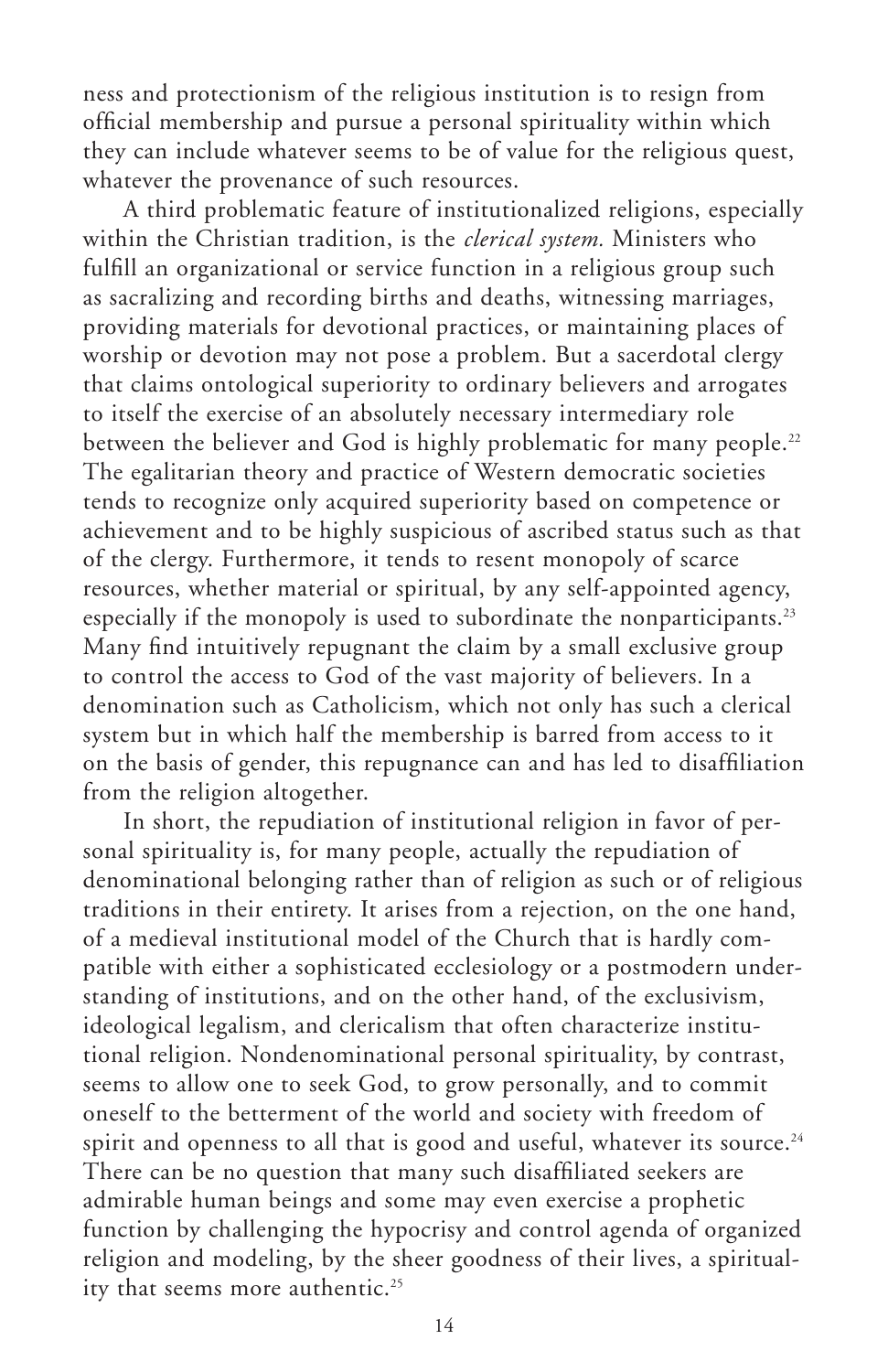ness and protectionism of the religious institution is to resign from official membership and pursue a personal spirituality within which they can include whatever seems to be of value for the religious quest, whatever the provenance of such resources.

A third problematic feature of institutionalized religions, especially within the Christian tradition, is the *clerical system.* Ministers who fulfill an organizational or service function in a religious group such as sacralizing and recording births and deaths, witnessing marriages, providing materials for devotional practices, or maintaining places of worship or devotion may not pose a problem. But a sacerdotal clergy that claims ontological superiority to ordinary believers and arrogates to itself the exercise of an absolutely necessary intermediary role between the believer and God is highly problematic for many people.[22] The egalitarian theory and practice of Western democratic societies tends to recognize only acquired superiority based on competence or achievement and to be highly suspicious of ascribed status such as that of the clergy. Furthermore, it tends to resent monopoly of scarce resources, whether material or spiritual, by any self-appointed agency, especially if the monopoly is used to subordinate the nonparticipants.[23] Many find intuitively repugnant the claim by a small exclusive group to control the access to God of the vast majority of believers. In a denomination such as Catholicism, which not only has such a clerical system but in which half the membership is barred from access to it on the basis of gender, this repugnance can and has led to disaffiliation from the religion altogether.

In short, the repudiation of institutional religion in favor of personal spirituality is, for many people, actually the repudiation of denominational belonging rather than of religion as such or of religious traditions in their entirety. It arises from a rejection, on the one hand, of a medieval institutional model of the Church that is hardly compatible with either a sophisticated ecclesiology or a postmodern understanding of institutions, and on the other hand, of the exclusivism, ideological legalism, and clericalism that often characterize institutional religion. Nondenominational personal spirituality, by contrast, seems to allow one to seek God, to grow personally, and to commit oneself to the betterment of the world and society with freedom of spirit and openness to all that is good and useful, whatever its source.[24] There can be no question that many such disaffiliated seekers are admirable human beings and some may even exercise a prophetic function by challenging the hypocrisy and control agenda of organized religion and modeling, by the sheer goodness of their lives, a spirituality that seems more authentic.[25]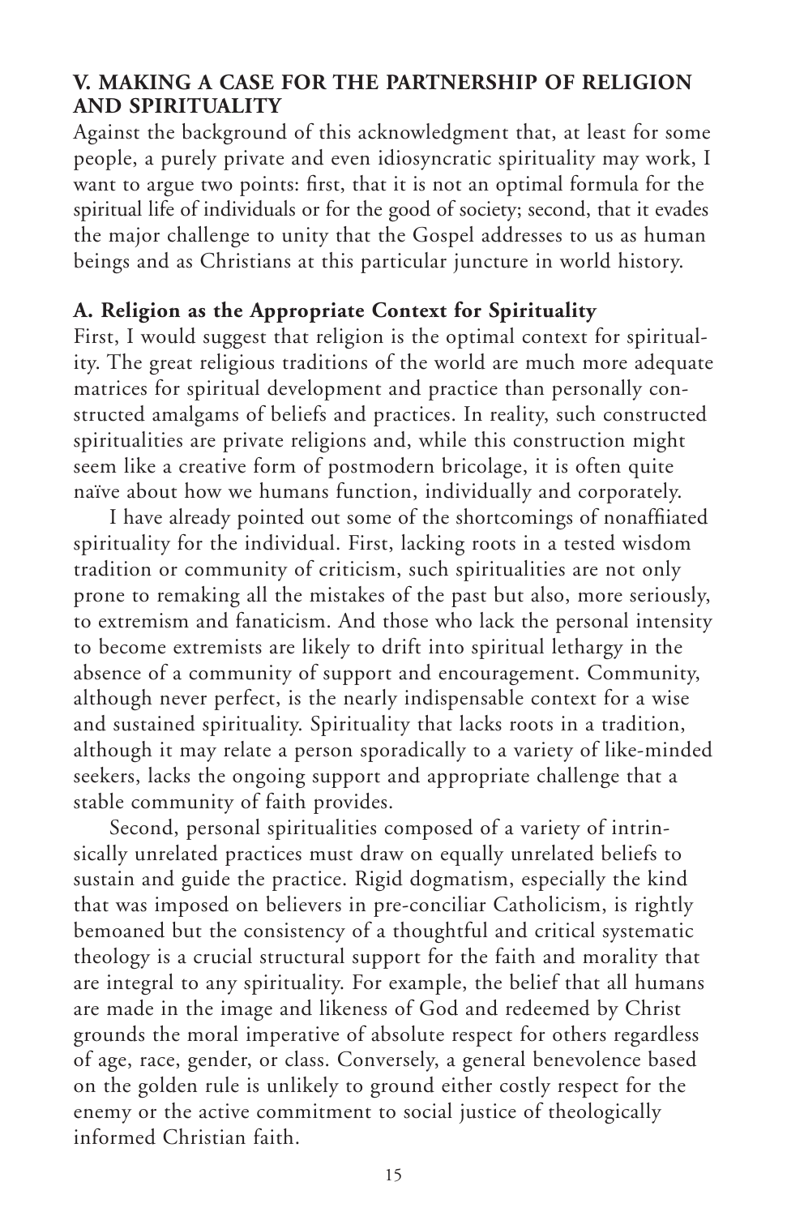## V. MAKING A CASE FOR THE PARTNERSHIP OF RELIGION AND SPIRITUALITY

Against the background of this acknowledgment that, at least for some people, a purely private and even idiosyncratic spirituality may work, I want to argue two points: first, that it is not an optimal formula for the spiritual life of individuals or for the good of society; second, that it evades the major challenge to unity that the Gospel addresses to us as human beings and as Christians at this particular juncture in world history.

### A. Religion as the Appropriate Context for Spirituality

First, I would suggest that religion is the optimal context for spirituality. The great religious traditions of the world are much more adequate matrices for spiritual development and practice than personally constructed amalgams of beliefs and practices. In reality, such constructed spiritualities are private religions and, while this construction might seem like a creative form of postmodern bricolage, it is often quite naïve about how we humans function, individually and corporately.

I have already pointed out some of the shortcomings of nonaffiiated spirituality for the individual. First, lacking roots in a tested wisdom tradition or community of criticism, such spiritualities are not only prone to remaking all the mistakes of the past but also, more seriously, to extremism and fanaticism. And those who lack the personal intensity to become extremists are likely to drift into spiritual lethargy in the absence of a community of support and encouragement. Community, although never perfect, is the nearly indispensable context for a wise and sustained spirituality. Spirituality that lacks roots in a tradition, although it may relate a person sporadically to a variety of like-minded seekers, lacks the ongoing support and appropriate challenge that a stable community of faith provides.

Second, personal spiritualities composed of a variety of intrinsically unrelated practices must draw on equally unrelated beliefs to sustain and guide the practice. Rigid dogmatism, especially the kind that was imposed on believers in pre-conciliar Catholicism, is rightly bemoaned but the consistency of a thoughtful and critical systematic theology is a crucial structural support for the faith and morality that are integral to any spirituality. For example, the belief that all humans are made in the image and likeness of God and redeemed by Christ grounds the moral imperative of absolute respect for others regardless of age, race, gender, or class. Conversely, a general benevolence based on the golden rule is unlikely to ground either costly respect for the enemy or the active commitment to social justice of theologically informed Christian faith.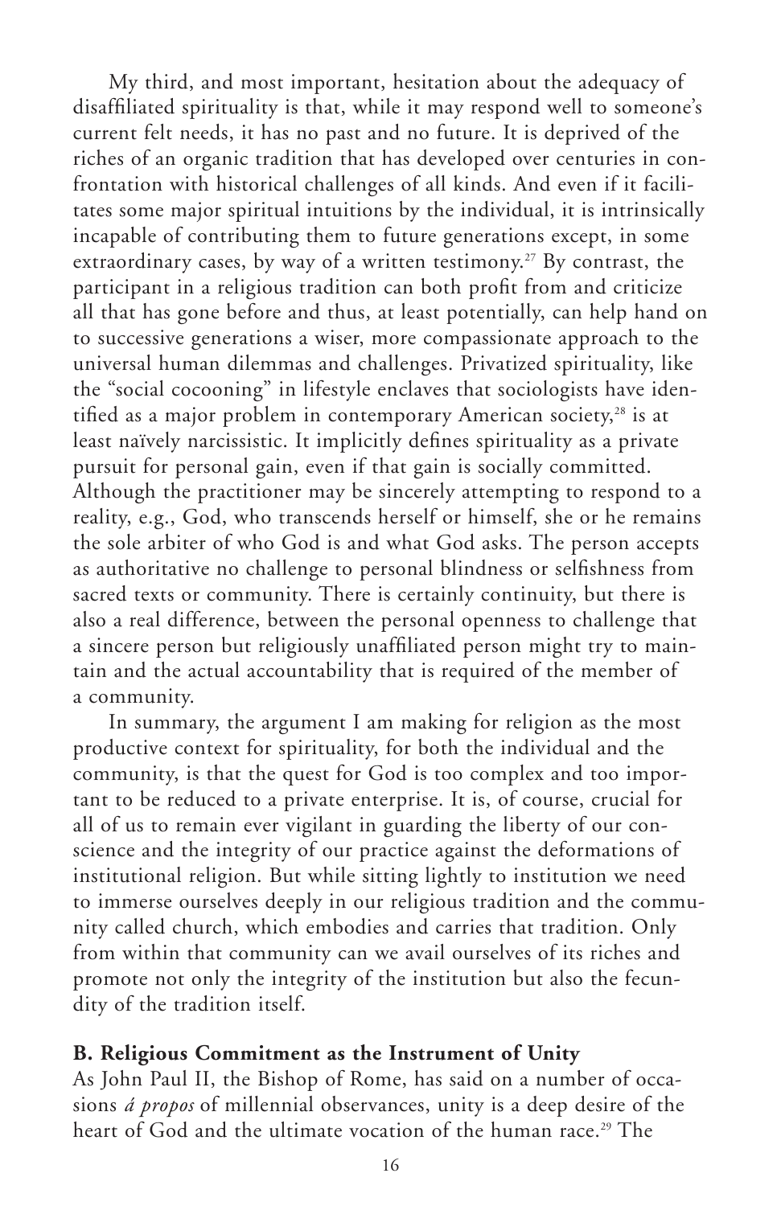My third, and most important, hesitation about the adequacy of disaffiliated spirituality is that, while it may respond well to someone's current felt needs, it has no past and no future. It is deprived of the riches of an organic tradition that has developed over centuries in confrontation with historical challenges of all kinds. And even if it facilitates some major spiritual intuitions by the individual, it is intrinsically incapable of contributing them to future generations except, in some extraordinary cases, by way of a written testimony.[27] By contrast, the participant in a religious tradition can both profit from and criticize all that has gone before and thus, at least potentially, can help hand on to successive generations a wiser, more compassionate approach to the universal human dilemmas and challenges. Privatized spirituality, like the "social cocooning" in lifestyle enclaves that sociologists have identified as a major problem in contemporary American society,[28] is at least naïvely narcissistic. It implicitly defines spirituality as a private pursuit for personal gain, even if that gain is socially committed. Although the practitioner may be sincerely attempting to respond to a reality, e.g., God, who transcends herself or himself, she or he remains the sole arbiter of who God is and what God asks. The person accepts as authoritative no challenge to personal blindness or selfishness from sacred texts or community. There is certainly continuity, but there is also a real difference, between the personal openness to challenge that a sincere person but religiously unaffiliated person might try to maintain and the actual accountability that is required of the member of a community.

In summary, the argument I am making for religion as the most productive context for spirituality, for both the individual and the community, is that the quest for God is too complex and too important to be reduced to a private enterprise. It is, of course, crucial for all of us to remain ever vigilant in guarding the liberty of our conscience and the integrity of our practice against the deformations of institutional religion. But while sitting lightly to institution we need to immerse ourselves deeply in our religious tradition and the community called church, which embodies and carries that tradition. Only from within that community can we avail ourselves of its riches and promote not only the integrity of the institution but also the fecundity of the tradition itself.

**B. Religious Commitment as the Instrument of Unity**

As John Paul II, the Bishop of Rome, has said on a number of occasions *á propos* of millennial observances, unity is a deep desire of the heart of God and the ultimate vocation of the human race.[29] The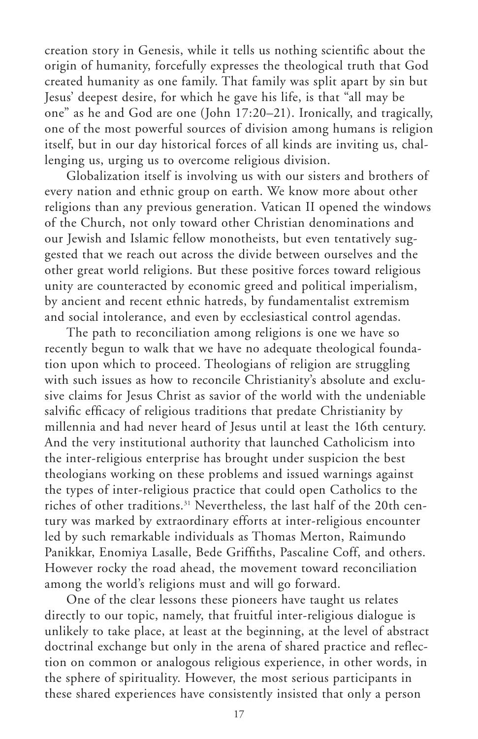creation story in Genesis, while it tells us nothing scientific about the origin of humanity, forcefully expresses the theological truth that God created humanity as one family. That family was split apart by sin but Jesus' deepest desire, for which he gave his life, is that "all may be one" as he and God are one (John 17:20–21). Ironically, and tragically, one of the most powerful sources of division among humans is religion itself, but in our day historical forces of all kinds are inviting us, challenging us, urging us to overcome religious division.

Globalization itself is involving us with our sisters and brothers of every nation and ethnic group on earth. We know more about other religions than any previous generation. Vatican II opened the windows of the Church, not only toward other Christian denominations and our Jewish and Islamic fellow monotheists, but even tentatively suggested that we reach out across the divide between ourselves and the other great world religions. But these positive forces toward religious unity are counteracted by economic greed and political imperialism, by ancient and recent ethnic hatreds, by fundamentalist extremism and social intolerance, and even by ecclesiastical control agendas.

The path to reconciliation among religions is one we have so recently begun to walk that we have no adequate theological foundation upon which to proceed. Theologians of religion are struggling with such issues as how to reconcile Christianity's absolute and exclusive claims for Jesus Christ as savior of the world with the undeniable salvific efficacy of religious traditions that predate Christianity by millennia and had never heard of Jesus until at least the 16th century. And the very institutional authority that launched Catholicism into the inter-religious enterprise has brought under suspicion the best theologians working on these problems and issued warnings against the types of inter-religious practice that could open Catholics to the riches of other traditions.[31] Nevertheless, the last half of the 20th century was marked by extraordinary efforts at inter-religious encounter led by such remarkable individuals as Thomas Merton, Raimundo Panikkar, Enomiya Lasalle, Bede Griffiths, Pascaline Coff, and others. However rocky the road ahead, the movement toward reconciliation among the world's religions must and will go forward.

One of the clear lessons these pioneers have taught us relates directly to our topic, namely, that fruitful inter-religious dialogue is unlikely to take place, at least at the beginning, at the level of abstract doctrinal exchange but only in the arena of shared practice and reflection on common or analogous religious experience, in other words, in the sphere of spirituality. However, the most serious participants in these shared experiences have consistently insisted that only a person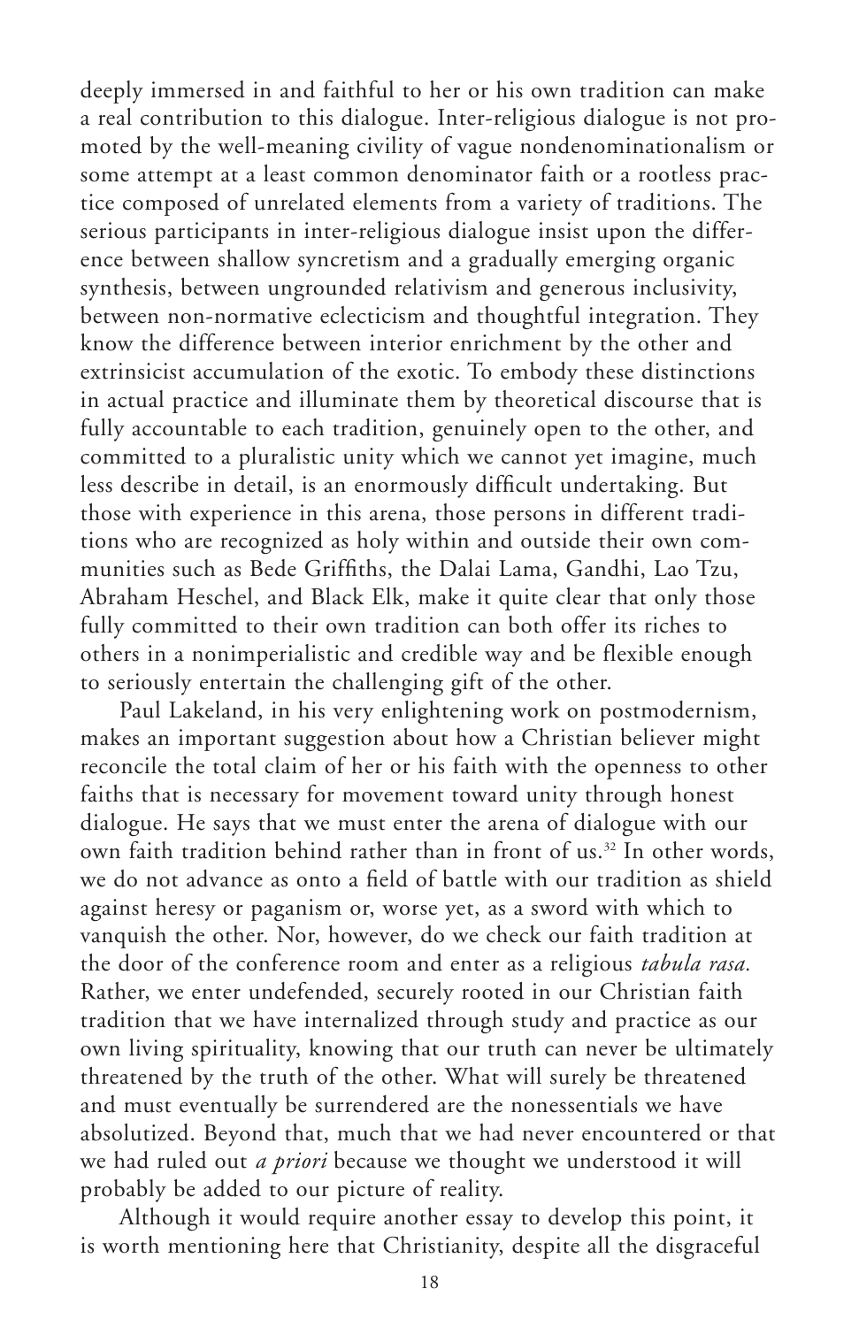deeply immersed in and faithful to her or his own tradition can make a real contribution to this dialogue. Inter-religious dialogue is not promoted by the well-meaning civility of vague nondenominationalism or some attempt at a least common denominator faith or a rootless practice composed of unrelated elements from a variety of traditions. The serious participants in inter-religious dialogue insist upon the difference between shallow syncretism and a gradually emerging organic synthesis, between ungrounded relativism and generous inclusivity, between non-normative eclecticism and thoughtful integration. They know the difference between interior enrichment by the other and extrinsicist accumulation of the exotic. To embody these distinctions in actual practice and illuminate them by theoretical discourse that is fully accountable to each tradition, genuinely open to the other, and committed to a pluralistic unity which we cannot yet imagine, much less describe in detail, is an enormously difficult undertaking. But those with experience in this arena, those persons in different traditions who are recognized as holy within and outside their own communities such as Bede Griffiths, the Dalai Lama, Gandhi, Lao Tzu, Abraham Heschel, and Black Elk, make it quite clear that only those fully committed to their own tradition can both offer its riches to others in a nonimperialistic and credible way and be flexible enough to seriously entertain the challenging gift of the other.

Paul Lakeland, in his very enlightening work on postmodernism, makes an important suggestion about how a Christian believer might reconcile the total claim of her or his faith with the openness to other faiths that is necessary for movement toward unity through honest dialogue. He says that we must enter the arena of dialogue with our own faith tradition behind rather than in front of us.[32] In other words, we do not advance as onto a field of battle with our tradition as shield against heresy or paganism or, worse yet, as a sword with which to vanquish the other. Nor, however, do we check our faith tradition at the door of the conference room and enter as a religious *tabula rasa.* Rather, we enter undefended, securely rooted in our Christian faith tradition that we have internalized through study and practice as our own living spirituality, knowing that our truth can never be ultimately threatened by the truth of the other. What will surely be threatened and must eventually be surrendered are the nonessentials we have absolutized. Beyond that, much that we had never encountered or that we had ruled out *a priori* because we thought we understood it will probably be added to our picture of reality.

Although it would require another essay to develop this point, it is worth mentioning here that Christianity, despite all the disgraceful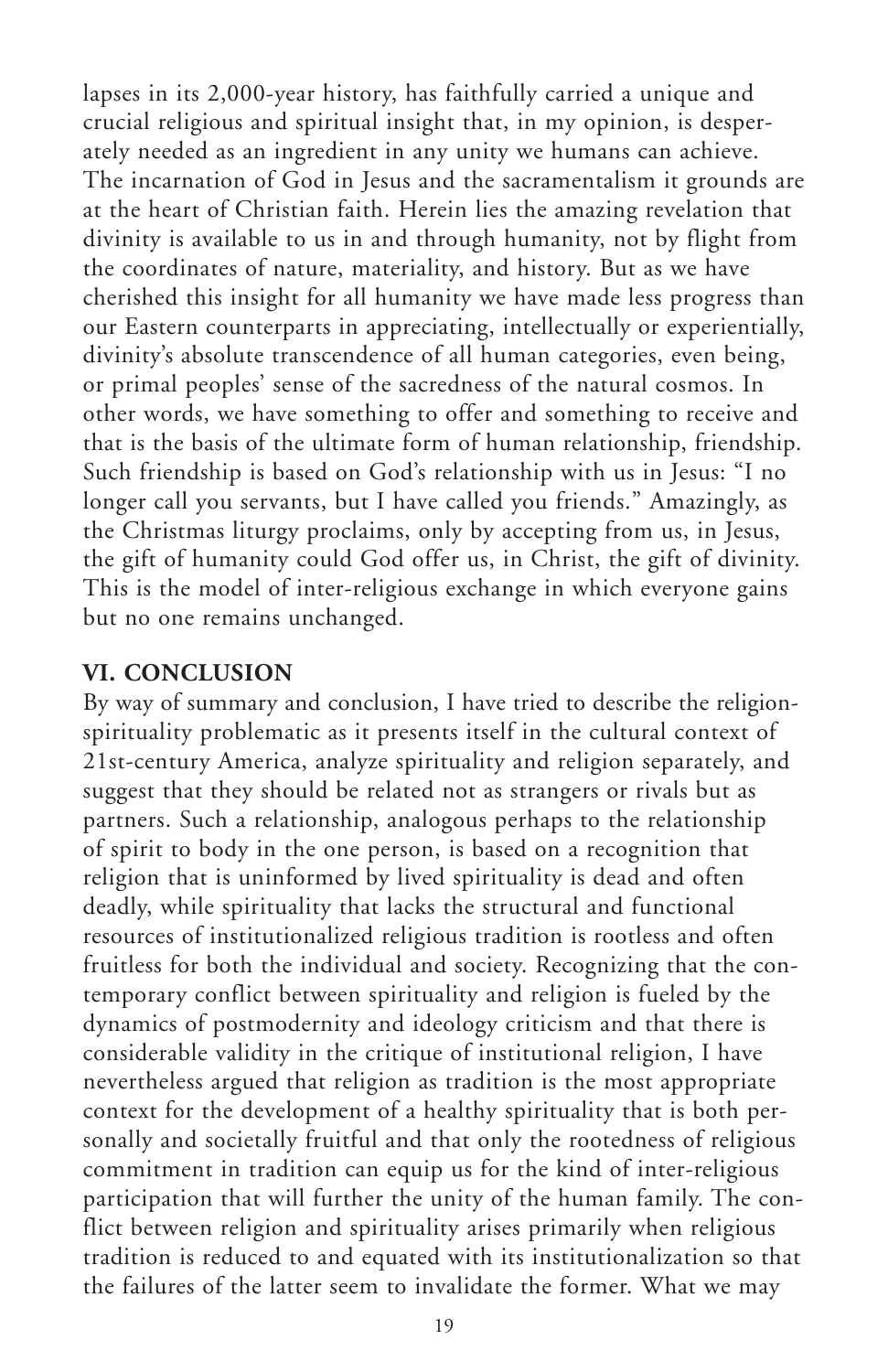lapses in its 2,000-year history, has faithfully carried a unique and crucial religious and spiritual insight that, in my opinion, is desperately needed as an ingredient in any unity we humans can achieve. The incarnation of God in Jesus and the sacramentalism it grounds are at the heart of Christian faith. Herein lies the amazing revelation that divinity is available to us in and through humanity, not by flight from the coordinates of nature, materiality, and history. But as we have cherished this insight for all humanity we have made less progress than our Eastern counterparts in appreciating, intellectually or experientially, divinity's absolute transcendence of all human categories, even being, or primal peoples' sense of the sacredness of the natural cosmos. In other words, we have something to offer and something to receive and that is the basis of the ultimate form of human relationship, friendship. Such friendship is based on God's relationship with us in Jesus: "I no longer call you servants, but I have called you friends." Amazingly, as the Christmas liturgy proclaims, only by accepting from us, in Jesus, the gift of humanity could God offer us, in Christ, the gift of divinity. This is the model of inter-religious exchange in which everyone gains but no one remains unchanged.

## VI. CONCLUSION

By way of summary and conclusion, I have tried to describe the religion-spirituality problematic as it presents itself in the cultural context of 21st-century America, analyze spirituality and religion separately, and suggest that they should be related not as strangers or rivals but as partners. Such a relationship, analogous perhaps to the relationship of spirit to body in the one person, is based on a recognition that religion that is uninformed by lived spirituality is dead and often deadly, while spirituality that lacks the structural and functional resources of institutionalized religious tradition is rootless and often fruitless for both the individual and society. Recognizing that the contemporary conflict between spirituality and religion is fueled by the dynamics of postmodernity and ideology criticism and that there is considerable validity in the critique of institutional religion, I have nevertheless argued that religion as tradition is the most appropriate context for the development of a healthy spirituality that is both personally and societally fruitful and that only the rootedness of religious commitment in tradition can equip us for the kind of inter-religious participation that will further the unity of the human family. The conflict between religion and spirituality arises primarily when religious tradition is reduced to and equated with its institutionalization so that the failures of the latter seem to invalidate the former. What we may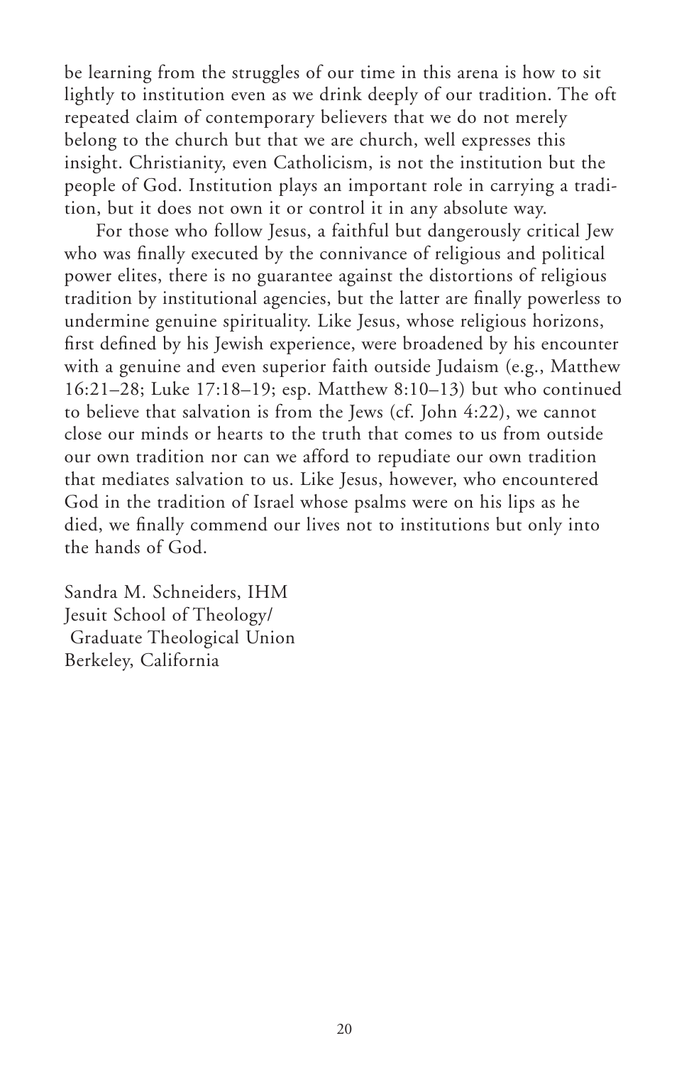be learning from the struggles of our time in this arena is how to sit lightly to institution even as we drink deeply of our tradition. The oft repeated claim of contemporary believers that we do not merely belong to the church but that we are church, well expresses this insight. Christianity, even Catholicism, is not the institution but the people of God. Institution plays an important role in carrying a tradition, but it does not own it or control it in any absolute way.

For those who follow Jesus, a faithful but dangerously critical Jew who was finally executed by the connivance of religious and political power elites, there is no guarantee against the distortions of religious tradition by institutional agencies, but the latter are finally powerless to undermine genuine spirituality. Like Jesus, whose religious horizons, first defined by his Jewish experience, were broadened by his encounter with a genuine and even superior faith outside Judaism (e.g., Matthew 16:21–28; Luke 17:18–19; esp. Matthew 8:10–13) but who continued to believe that salvation is from the Jews (cf. John 4:22), we cannot close our minds or hearts to the truth that comes to us from outside our own tradition nor can we afford to repudiate our own tradition that mediates salvation to us. Like Jesus, however, who encountered God in the tradition of Israel whose psalms were on his lips as he died, we finally commend our lives not to institutions but only into the hands of God.

Sandra M. Schneiders, IHM
Jesuit School of Theology/
Graduate Theological Union
Berkeley, California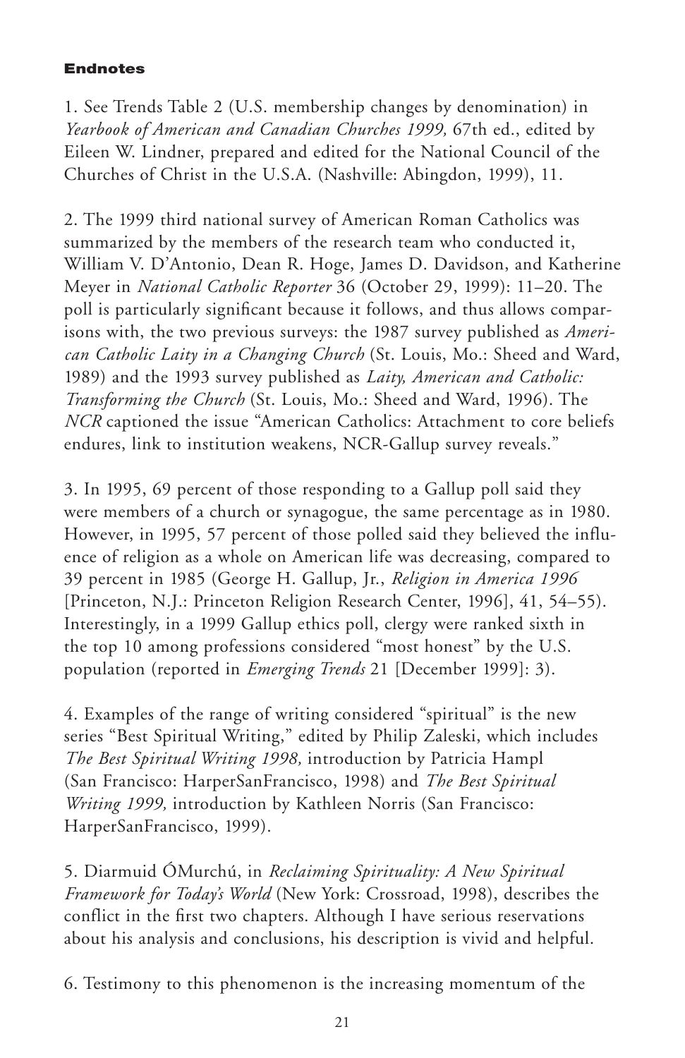#### Endnotes

1. See Trends Table 2 (U.S. membership changes by denomination) in *Yearbook of American and Canadian Churches 1999,* 67th ed., edited by Eileen W. Lindner, prepared and edited for the National Council of the Churches of Christ in the U.S.A. (Nashville: Abingdon, 1999), 11.

2. The 1999 third national survey of American Roman Catholics was summarized by the members of the research team who conducted it, William V. D'Antonio, Dean R. Hoge, James D. Davidson, and Katherine Meyer in *National Catholic Reporter* 36 (October 29, 1999): 11–20. The poll is particularly significant because it follows, and thus allows comparisons with, the two previous surveys: the 1987 survey published as *American Catholic Laity in a Changing Church* (St. Louis, Mo.: Sheed and Ward, 1989) and the 1993 survey published as *Laity, American and Catholic: Transforming the Church* (St. Louis, Mo.: Sheed and Ward, 1996). The *NCR* captioned the issue "American Catholics: Attachment to core beliefs endures, link to institution weakens, NCR-Gallup survey reveals."

3. In 1995, 69 percent of those responding to a Gallup poll said they were members of a church or synagogue, the same percentage as in 1980. However, in 1995, 57 percent of those polled said they believed the influence of religion as a whole on American life was decreasing, compared to 39 percent in 1985 (George H. Gallup, Jr., *Religion in America 1996* [Princeton, N.J.: Princeton Religion Research Center, 1996], 41, 54–55). Interestingly, in a 1999 Gallup ethics poll, clergy were ranked sixth in the top 10 among professions considered "most honest" by the U.S. population (reported in *Emerging Trends* 21 [December 1999]: 3).

4. Examples of the range of writing considered "spiritual" is the new series "Best Spiritual Writing," edited by Philip Zaleski, which includes *The Best Spiritual Writing 1998,* introduction by Patricia Hampl (San Francisco: HarperSanFrancisco, 1998) and *The Best Spiritual Writing 1999,* introduction by Kathleen Norris (San Francisco: HarperSanFrancisco, 1999).

5. Diarmuid ÓMurchú, in *Reclaiming Spirituality: A New Spiritual Framework for Today's World* (New York: Crossroad, 1998), describes the conflict in the first two chapters. Although I have serious reservations about his analysis and conclusions, his description is vivid and helpful.

6. Testimony to this phenomenon is the increasing momentum of the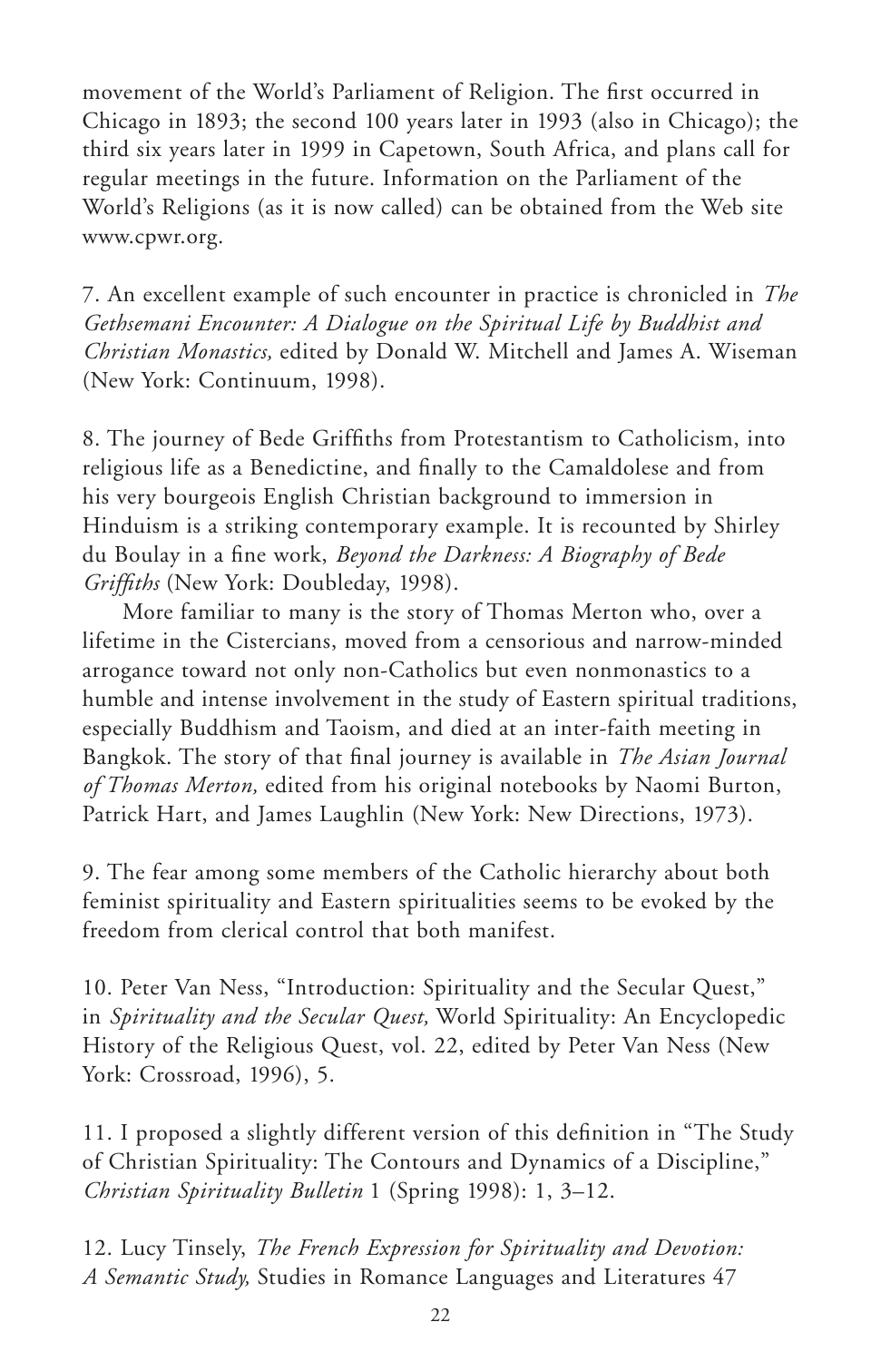movement of the World's Parliament of Religion. The first occurred in Chicago in 1893; the second 100 years later in 1993 (also in Chicago); the third six years later in 1999 in Capetown, South Africa, and plans call for regular meetings in the future. Information on the Parliament of the World's Religions (as it is now called) can be obtained from the Web site www.cpwr.org.

7. An excellent example of such encounter in practice is chronicled in *The Gethsemani Encounter: A Dialogue on the Spiritual Life by Buddhist and Christian Monastics,* edited by Donald W. Mitchell and James A. Wiseman (New York: Continuum, 1998).

8. The journey of Bede Griffiths from Protestantism to Catholicism, into religious life as a Benedictine, and finally to the Camaldolese and from his very bourgeois English Christian background to immersion in Hinduism is a striking contemporary example. It is recounted by Shirley du Boulay in a fine work, *Beyond the Darkness: A Biography of Bede Griffiths* (New York: Doubleday, 1998).

More familiar to many is the story of Thomas Merton who, over a lifetime in the Cistercians, moved from a censorious and narrow-minded arrogance toward not only non-Catholics but even nonmonastics to a humble and intense involvement in the study of Eastern spiritual traditions, especially Buddhism and Taoism, and died at an inter-faith meeting in Bangkok. The story of that final journey is available in *The Asian Journal of Thomas Merton,* edited from his original notebooks by Naomi Burton, Patrick Hart, and James Laughlin (New York: New Directions, 1973).

9. The fear among some members of the Catholic hierarchy about both feminist spirituality and Eastern spiritualities seems to be evoked by the freedom from clerical control that both manifest.

10. Peter Van Ness, "Introduction: Spirituality and the Secular Quest," in *Spirituality and the Secular Quest,* World Spirituality: An Encyclopedic History of the Religious Quest, vol. 22, edited by Peter Van Ness (New York: Crossroad, 1996), 5.

11. I proposed a slightly different version of this definition in "The Study of Christian Spirituality: The Contours and Dynamics of a Discipline," *Christian Spirituality Bulletin* 1 (Spring 1998): 1, 3–12.

12. Lucy Tinsely, *The French Expression for Spirituality and Devotion: A Semantic Study,* Studies in Romance Languages and Literatures 47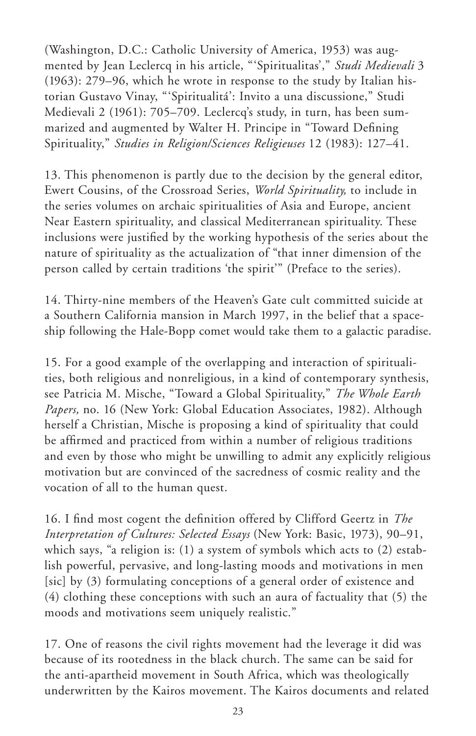(Washington, D.C.: Catholic University of America, 1953) was augmented by Jean Leclercq in his article, "'Spiritualitas'," *Studi Medievali* 3 (1963): 279–96, which he wrote in response to the study by Italian historian Gustavo Vinay, "'Spiritualitá': Invito a una discussione," Studi Medievali 2 (1961): 705–709. Leclercq's study, in turn, has been summarized and augmented by Walter H. Principe in "Toward Defining Spirituality," *Studies in Religion/Sciences Religieuses* 12 (1983): 127–41.

13. This phenomenon is partly due to the decision by the general editor, Ewert Cousins, of the Crossroad Series, *World Spirituality,* to include in the series volumes on archaic spiritualities of Asia and Europe, ancient Near Eastern spirituality, and classical Mediterranean spirituality. These inclusions were justified by the working hypothesis of the series about the nature of spirituality as the actualization of "that inner dimension of the person called by certain traditions 'the spirit'" (Preface to the series).

14. Thirty-nine members of the Heaven's Gate cult committed suicide at a Southern California mansion in March 1997, in the belief that a spaceship following the Hale-Bopp comet would take them to a galactic paradise.

15. For a good example of the overlapping and interaction of spiritualities, both religious and nonreligious, in a kind of contemporary synthesis, see Patricia M. Mische, "Toward a Global Spirituality," *The Whole Earth Papers,* no. 16 (New York: Global Education Associates, 1982). Although herself a Christian, Mische is proposing a kind of spirituality that could be affirmed and practiced from within a number of religious traditions and even by those who might be unwilling to admit any explicitly religious motivation but are convinced of the sacredness of cosmic reality and the vocation of all to the human quest.

16. I find most cogent the definition offered by Clifford Geertz in *The Interpretation of Cultures: Selected Essays* (New York: Basic, 1973), 90–91, which says, "a religion is: (1) a system of symbols which acts to (2) establish powerful, pervasive, and long-lasting moods and motivations in men [sic] by (3) formulating conceptions of a general order of existence and (4) clothing these conceptions with such an aura of factuality that (5) the moods and motivations seem uniquely realistic."

17. One of reasons the civil rights movement had the leverage it did was because of its rootedness in the black church. The same can be said for the anti-apartheid movement in South Africa, which was theologically underwritten by the Kairos movement. The Kairos documents and related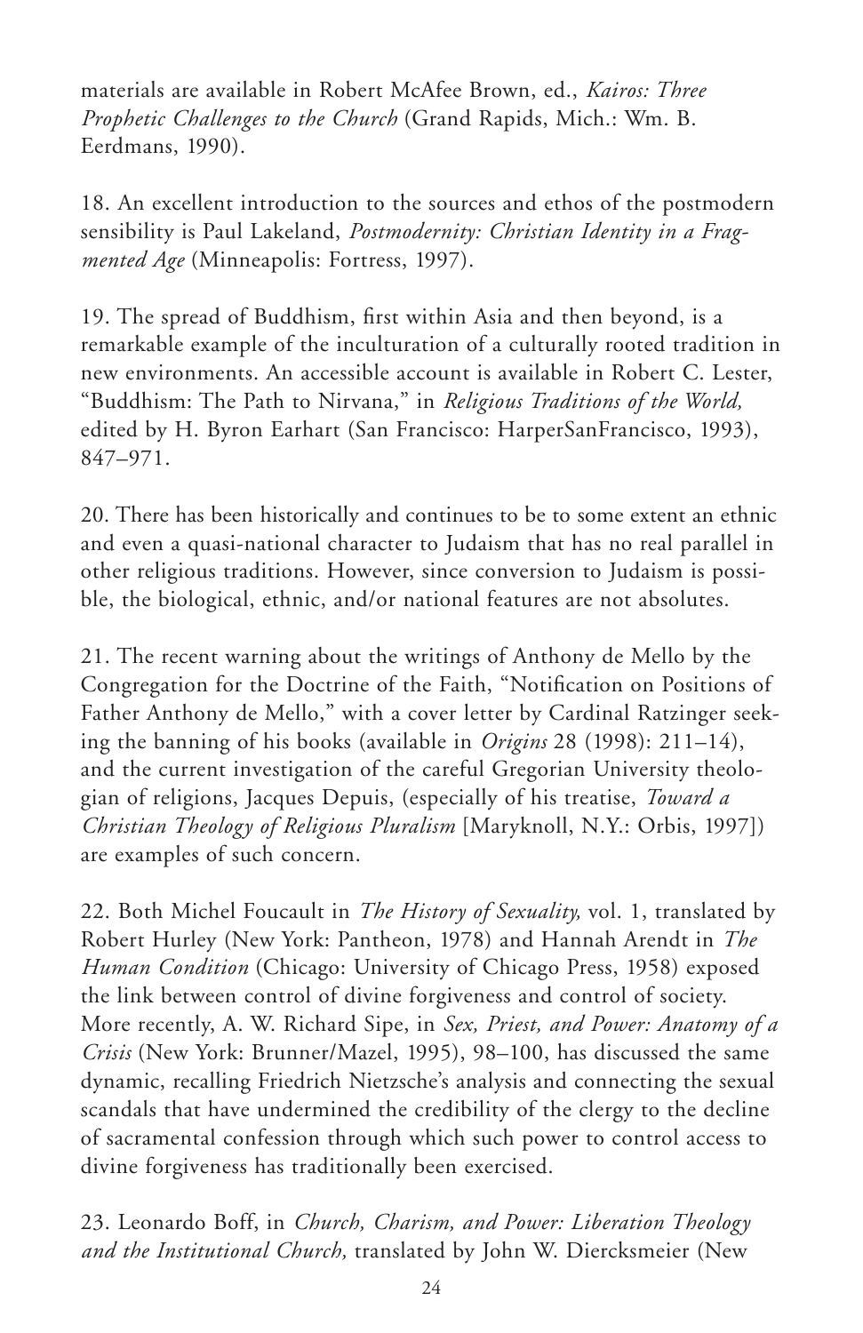materials are available in Robert McAfee Brown, ed., *Kairos: Three Prophetic Challenges to the Church* (Grand Rapids, Mich.: Wm. B. Eerdmans, 1990).

18. An excellent introduction to the sources and ethos of the postmodern sensibility is Paul Lakeland, *Postmodernity: Christian Identity in a Fragmented Age* (Minneapolis: Fortress, 1997).

19. The spread of Buddhism, first within Asia and then beyond, is a remarkable example of the inculturation of a culturally rooted tradition in new environments. An accessible account is available in Robert C. Lester, "Buddhism: The Path to Nirvana," in *Religious Traditions of the World,* edited by H. Byron Earhart (San Francisco: HarperSanFrancisco, 1993), 847–971.

20. There has been historically and continues to be to some extent an ethnic and even a quasi-national character to Judaism that has no real parallel in other religious traditions. However, since conversion to Judaism is possible, the biological, ethnic, and/or national features are not absolutes.

21. The recent warning about the writings of Anthony de Mello by the Congregation for the Doctrine of the Faith, "Notification on Positions of Father Anthony de Mello," with a cover letter by Cardinal Ratzinger seeking the banning of his books (available in *Origins* 28 (1998): 211–14), and the current investigation of the careful Gregorian University theologian of religions, Jacques Depuis, (especially of his treatise, *Toward a Christian Theology of Religious Pluralism* [Maryknoll, N.Y.: Orbis, 1997]) are examples of such concern.

22. Both Michel Foucault in *The History of Sexuality,* vol. 1, translated by Robert Hurley (New York: Pantheon, 1978) and Hannah Arendt in *The Human Condition* (Chicago: University of Chicago Press, 1958) exposed the link between control of divine forgiveness and control of society. More recently, A. W. Richard Sipe, in *Sex, Priest, and Power: Anatomy of a Crisis* (New York: Brunner/Mazel, 1995), 98–100, has discussed the same dynamic, recalling Friedrich Nietzsche's analysis and connecting the sexual scandals that have undermined the credibility of the clergy to the decline of sacramental confession through which such power to control access to divine forgiveness has traditionally been exercised.

23. Leonardo Boff, in *Church, Charism, and Power: Liberation Theology and the Institutional Church,* translated by John W. Diercksmeier (New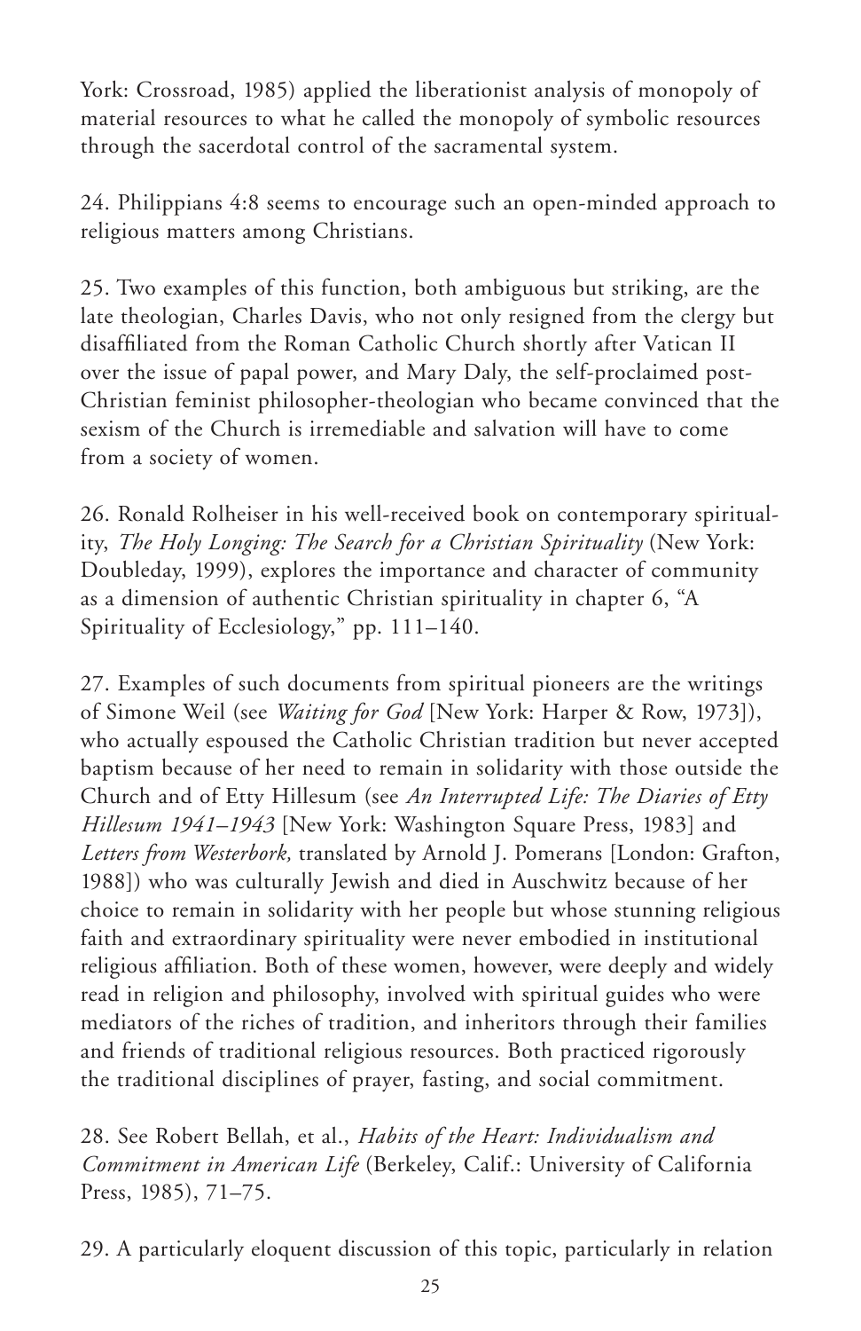York: Crossroad, 1985) applied the liberationist analysis of monopoly of material resources to what he called the monopoly of symbolic resources through the sacerdotal control of the sacramental system.

24. Philippians 4:8 seems to encourage such an open-minded approach to religious matters among Christians.

25. Two examples of this function, both ambiguous but striking, are the late theologian, Charles Davis, who not only resigned from the clergy but disaffiliated from the Roman Catholic Church shortly after Vatican II over the issue of papal power, and Mary Daly, the self-proclaimed post-Christian feminist philosopher-theologian who became convinced that the sexism of the Church is irremediable and salvation will have to come from a society of women.

26. Ronald Rolheiser in his well-received book on contemporary spirituality, *The Holy Longing: The Search for a Christian Spirituality* (New York: Doubleday, 1999), explores the importance and character of community as a dimension of authentic Christian spirituality in chapter 6, "A Spirituality of Ecclesiology," pp. 111–140.

27. Examples of such documents from spiritual pioneers are the writings of Simone Weil (see *Waiting for God* [New York: Harper & Row, 1973]), who actually espoused the Catholic Christian tradition but never accepted baptism because of her need to remain in solidarity with those outside the Church and of Etty Hillesum (see *An Interrupted Life: The Diaries of Etty Hillesum 1941–1943* [New York: Washington Square Press, 1983] and *Letters from Westerbork,* translated by Arnold J. Pomerans [London: Grafton, 1988]) who was culturally Jewish and died in Auschwitz because of her choice to remain in solidarity with her people but whose stunning religious faith and extraordinary spirituality were never embodied in institutional religious affiliation. Both of these women, however, were deeply and widely read in religion and philosophy, involved with spiritual guides who were mediators of the riches of tradition, and inheritors through their families and friends of traditional religious resources. Both practiced rigorously the traditional disciplines of prayer, fasting, and social commitment.

28. See Robert Bellah, et al., *Habits of the Heart: Individualism and Commitment in American Life* (Berkeley, Calif.: University of California Press, 1985), 71–75.

29. A particularly eloquent discussion of this topic, particularly in relation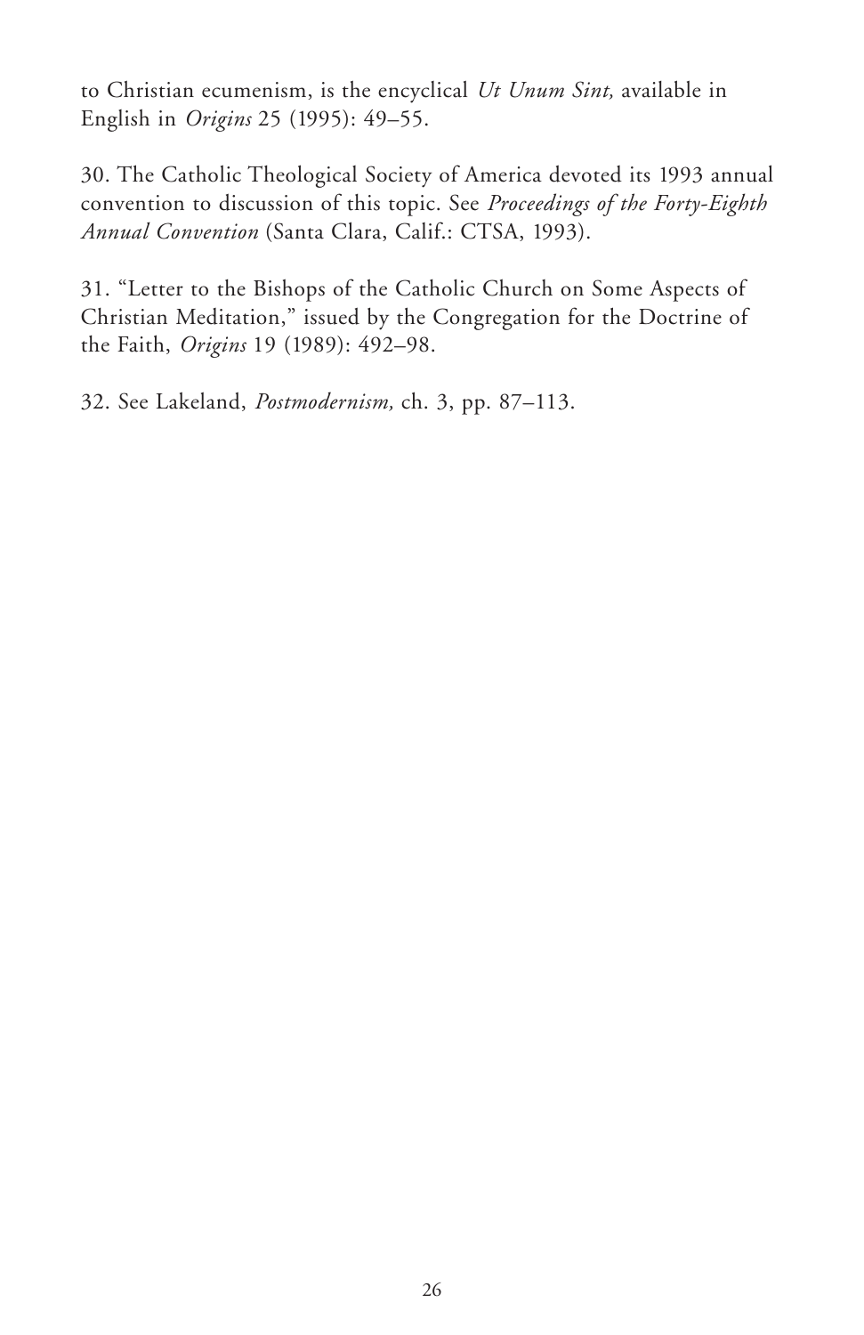to Christian ecumenism, is the encyclical *Ut Unum Sint,* available in English in *Origins* 25 (1995): 49–55.

30. The Catholic Theological Society of America devoted its 1993 annual convention to discussion of this topic. See *Proceedings of the Forty-Eighth Annual Convention* (Santa Clara, Calif.: CTSA, 1993).

31. "Letter to the Bishops of the Catholic Church on Some Aspects of Christian Meditation," issued by the Congregation for the Doctrine of the Faith, *Origins* 19 (1989): 492–98.

32. See Lakeland, *Postmodernism,* ch. 3, pp. 87–113.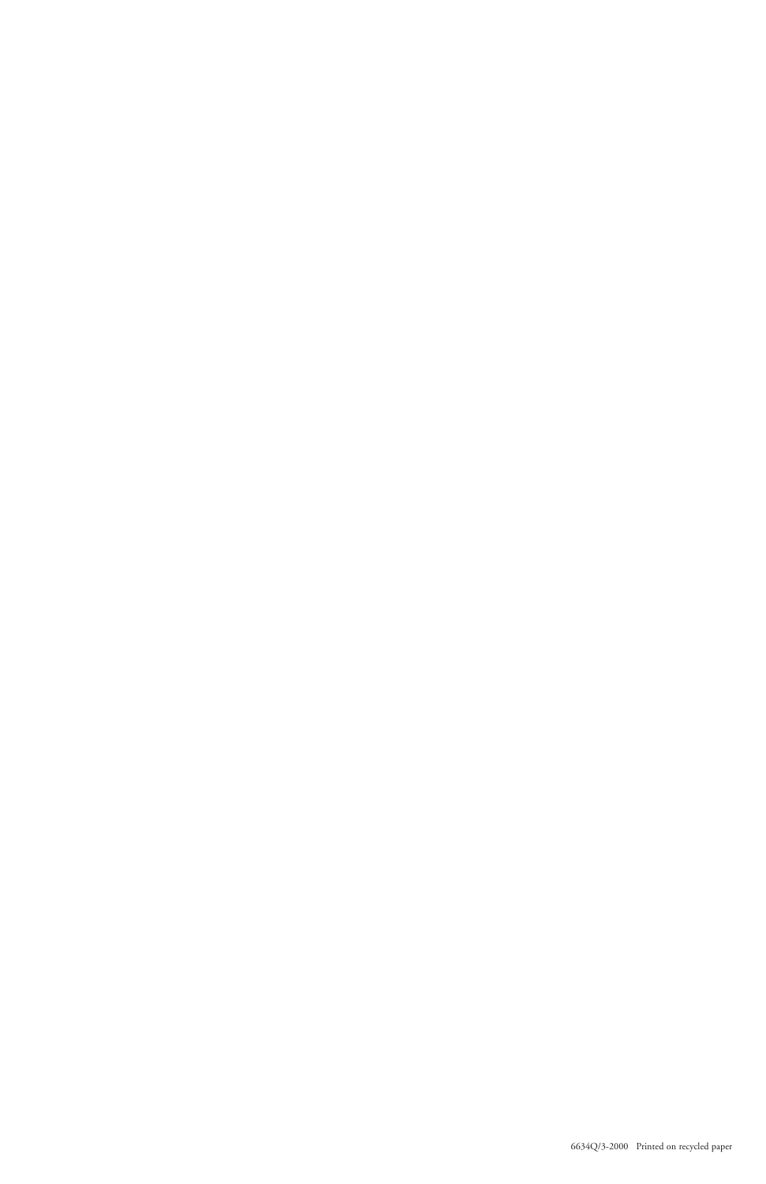6634Q/3-2000 Printed on recycled paper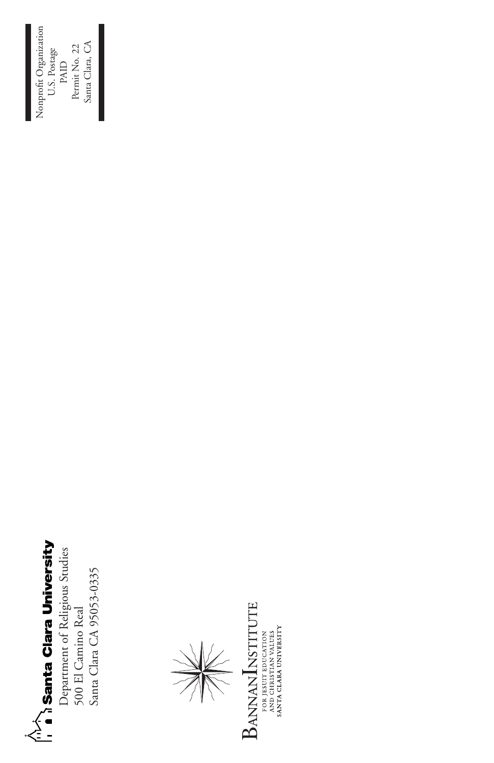Nonprofit Organization
U.S. Postage
PAID
Permit No. 22
Santa Clara, CA

**Santa Clara University**
Department of Religious Studies
500 El Camino Real
Santa Clara CA 95053-0335

BANNAN INSTITUTE
FOR JESUIT EDUCATION
AND CHRISTIAN VALUES
SANTA CLARA UNIVERSITY